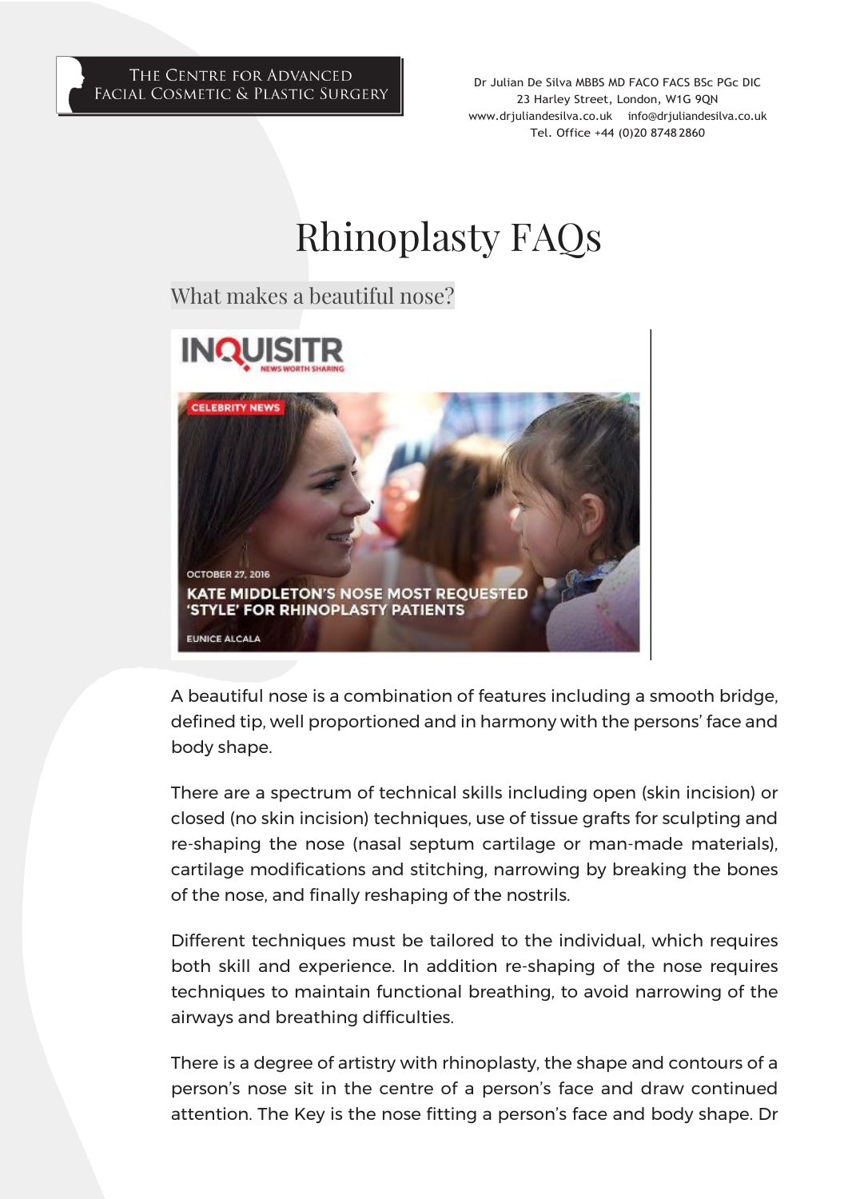THE CENTRE FOR ADVANCED FACIAL COSMETIC & PLASTIC SURGERY

Dr Julian De Silva MBBS MD FACO FACS BSc PGc DIC
23 Harley Street, London, W1G 9QN
www.drjuliandesilva.co.uk info@drjuliandesilva.co.uk
Tel. Office +44 (0)20 8748 2860

# Rhinoplasty FAQs

## What makes a beautiful nose?

INQUISITR
NEWS WORTH SHARING

CELEBRITY NEWS

OCTOBER 27, 2016

KATE MIDDLETON'S NOSE MOST REQUESTED 'STYLE' FOR RHINOPLASTY PATIENTS

EUNICE ALCALA

A beautiful nose is a combination of features including a smooth bridge, defined tip, well proportioned and in harmony with the persons' face and body shape.

There are a spectrum of technical skills including open (skin incision) or closed (no skin incision) techniques, use of tissue grafts for sculpting and re-shaping the nose (nasal septum cartilage or man-made materials), cartilage modifications and stitching, narrowing by breaking the bones of the nose, and finally reshaping of the nostrils.

Different techniques must be tailored to the individual, which requires both skill and experience. In addition re-shaping of the nose requires techniques to maintain functional breathing, to avoid narrowing of the airways and breathing difficulties.

There is a degree of artistry with rhinoplasty, the shape and contours of a person's nose sit in the centre of a person's face and draw continued attention. The Key is the nose fitting a person's face and body shape. Dr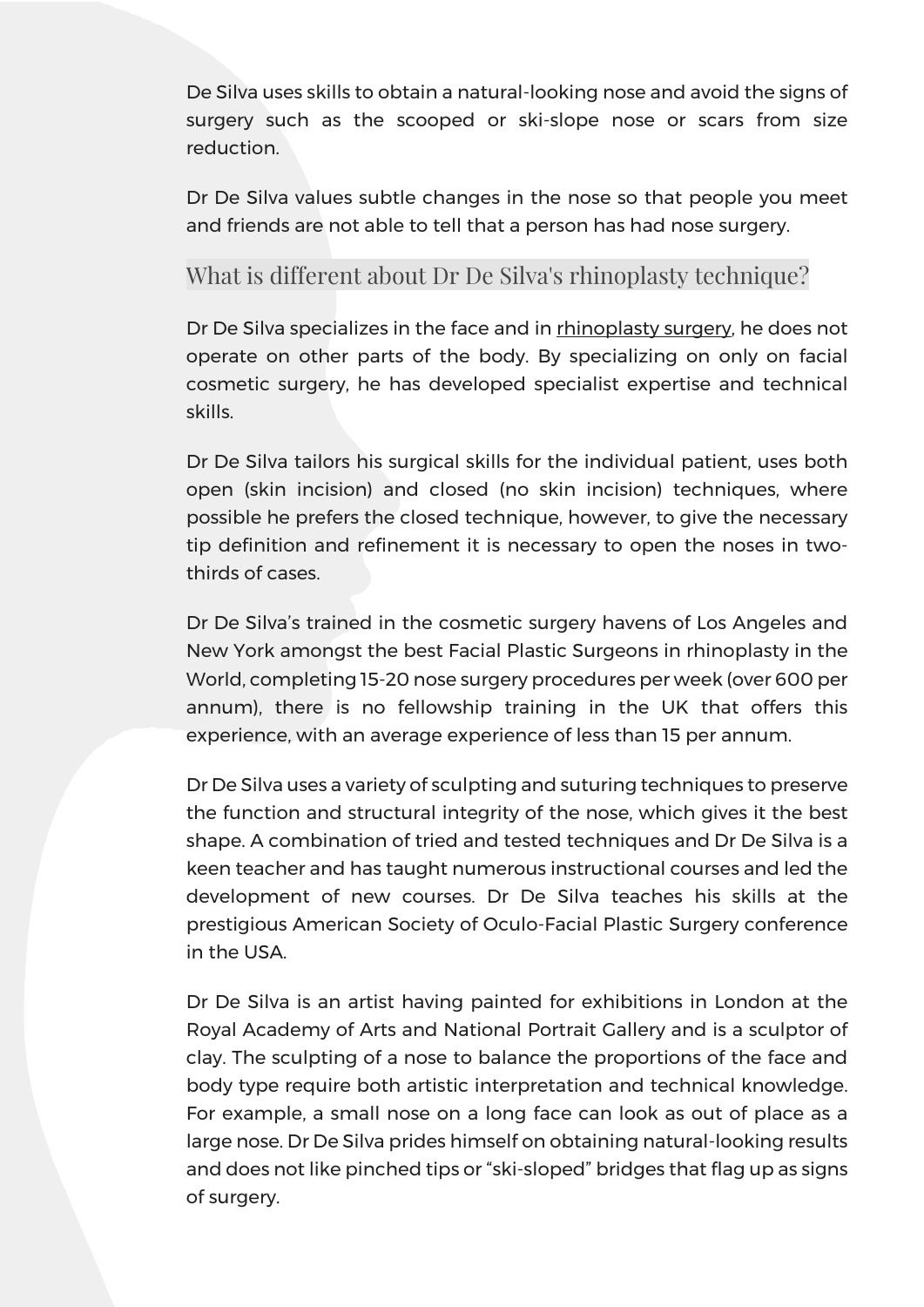De Silva uses skills to obtain a natural-looking nose and avoid the signs of surgery such as the scooped or ski-slope nose or scars from size reduction.

Dr De Silva values subtle changes in the nose so that people you meet and friends are not able to tell that a person has had nose surgery.

## What is different about Dr De Silva's rhinoplasty technique?

Dr De Silva specializes in the face and in rhinoplasty surgery, he does not operate on other parts of the body. By specializing on only on facial cosmetic surgery, he has developed specialist expertise and technical skills.

Dr De Silva tailors his surgical skills for the individual patient, uses both open (skin incision) and closed (no skin incision) techniques, where possible he prefers the closed technique, however, to give the necessary tip definition and refinement it is necessary to open the noses in two-thirds of cases.

Dr De Silva's trained in the cosmetic surgery havens of Los Angeles and New York amongst the best Facial Plastic Surgeons in rhinoplasty in the World, completing 15-20 nose surgery procedures per week (over 600 per annum), there is no fellowship training in the UK that offers this experience, with an average experience of less than 15 per annum.

Dr De Silva uses a variety of sculpting and suturing techniques to preserve the function and structural integrity of the nose, which gives it the best shape. A combination of tried and tested techniques and Dr De Silva is a keen teacher and has taught numerous instructional courses and led the development of new courses. Dr De Silva teaches his skills at the prestigious American Society of Oculo-Facial Plastic Surgery conference in the USA.

Dr De Silva is an artist having painted for exhibitions in London at the Royal Academy of Arts and National Portrait Gallery and is a sculptor of clay. The sculpting of a nose to balance the proportions of the face and body type require both artistic interpretation and technical knowledge. For example, a small nose on a long face can look as out of place as a large nose. Dr De Silva prides himself on obtaining natural-looking results and does not like pinched tips or "ski-sloped" bridges that flag up as signs of surgery.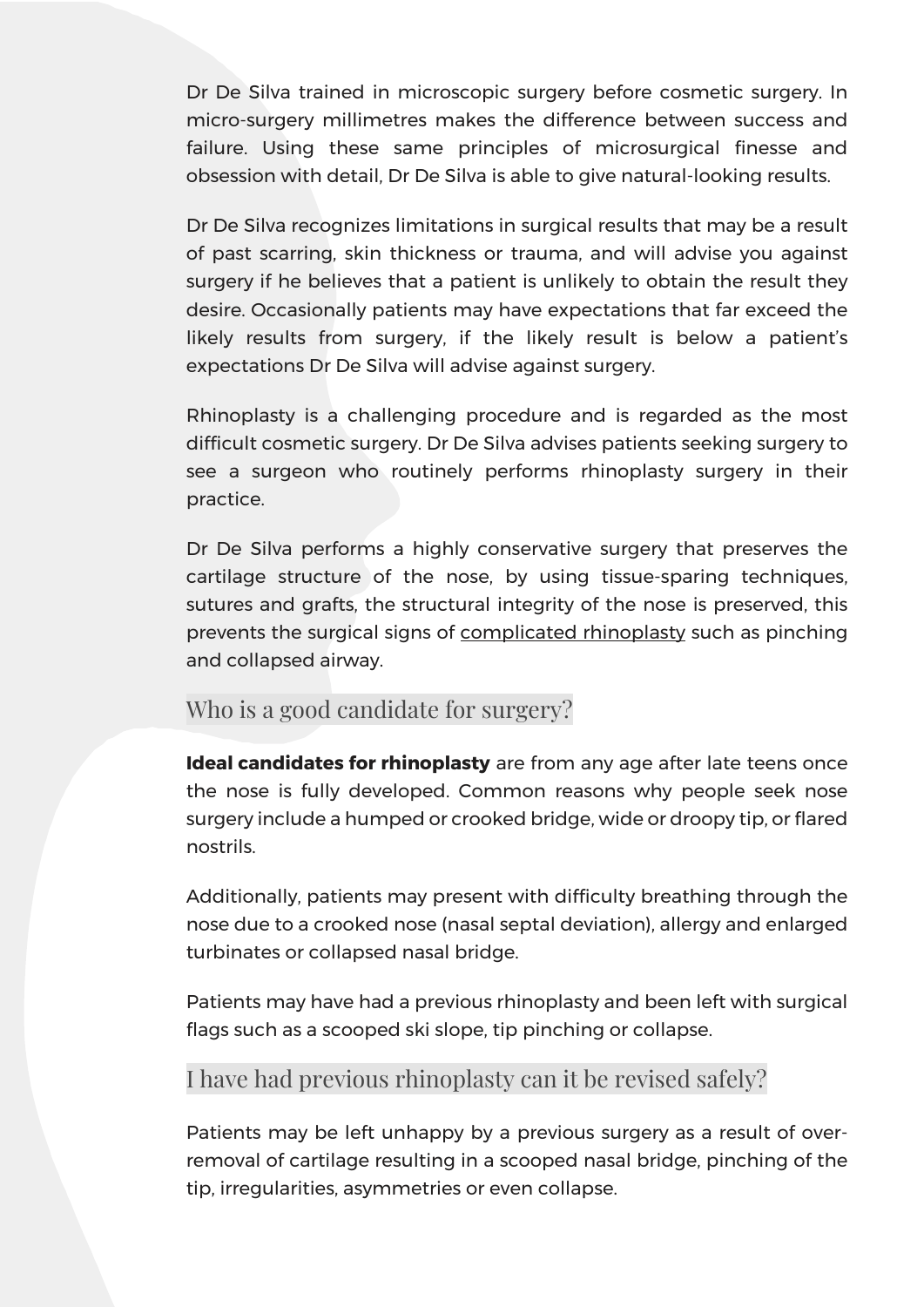Dr De Silva trained in microscopic surgery before cosmetic surgery. In micro-surgery millimetres makes the difference between success and failure. Using these same principles of microsurgical finesse and obsession with detail, Dr De Silva is able to give natural-looking results.

Dr De Silva recognizes limitations in surgical results that may be a result of past scarring, skin thickness or trauma, and will advise you against surgery if he believes that a patient is unlikely to obtain the result they desire. Occasionally patients may have expectations that far exceed the likely results from surgery, if the likely result is below a patient's expectations Dr De Silva will advise against surgery.

Rhinoplasty is a challenging procedure and is regarded as the most difficult cosmetic surgery. Dr De Silva advises patients seeking surgery to see a surgeon who routinely performs rhinoplasty surgery in their practice.

Dr De Silva performs a highly conservative surgery that preserves the cartilage structure of the nose, by using tissue-sparing techniques, sutures and grafts, the structural integrity of the nose is preserved, this prevents the surgical signs of complicated rhinoplasty such as pinching and collapsed airway.

## Who is a good candidate for surgery?

**Ideal candidates for rhinoplasty** are from any age after late teens once the nose is fully developed. Common reasons why people seek nose surgery include a humped or crooked bridge, wide or droopy tip, or flared nostrils.

Additionally, patients may present with difficulty breathing through the nose due to a crooked nose (nasal septal deviation), allergy and enlarged turbinates or collapsed nasal bridge.

Patients may have had a previous rhinoplasty and been left with surgical flags such as a scooped ski slope, tip pinching or collapse.

## I have had previous rhinoplasty can it be revised safely?

Patients may be left unhappy by a previous surgery as a result of over-removal of cartilage resulting in a scooped nasal bridge, pinching of the tip, irregularities, asymmetries or even collapse.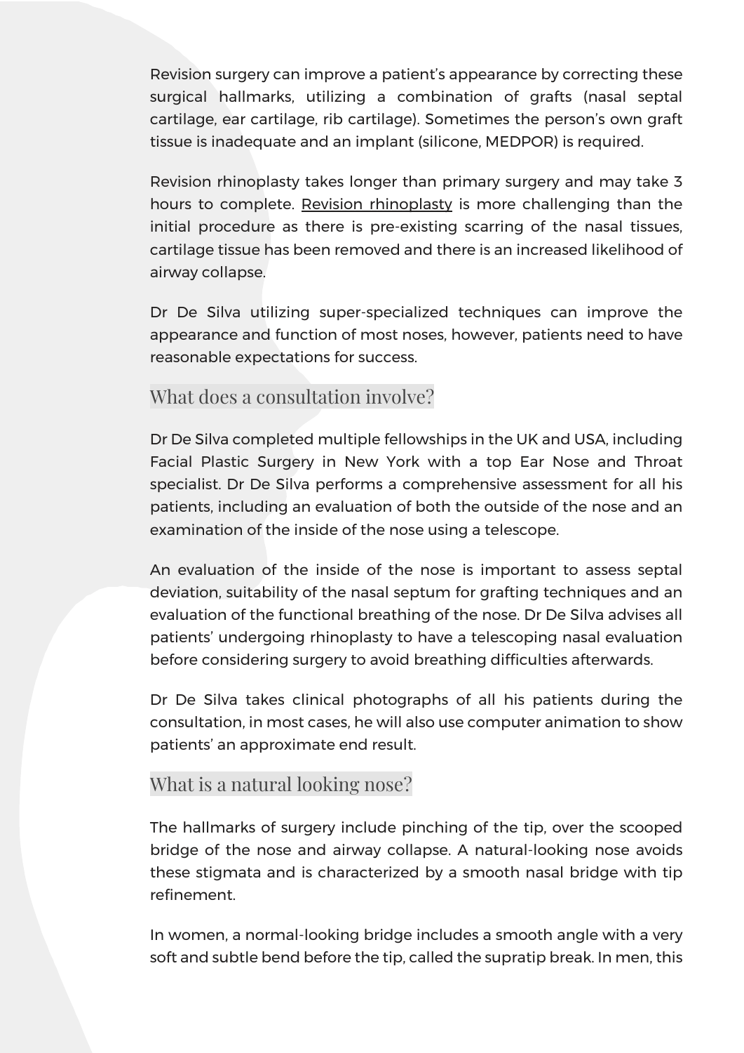Revision surgery can improve a patient's appearance by correcting these surgical hallmarks, utilizing a combination of grafts (nasal septal cartilage, ear cartilage, rib cartilage). Sometimes the person's own graft tissue is inadequate and an implant (silicone, MEDPOR) is required.

Revision rhinoplasty takes longer than primary surgery and may take 3 hours to complete. Revision rhinoplasty is more challenging than the initial procedure as there is pre-existing scarring of the nasal tissues, cartilage tissue has been removed and there is an increased likelihood of airway collapse.

Dr De Silva utilizing super-specialized techniques can improve the appearance and function of most noses, however, patients need to have reasonable expectations for success.

## What does a consultation involve?

Dr De Silva completed multiple fellowships in the UK and USA, including Facial Plastic Surgery in New York with a top Ear Nose and Throat specialist. Dr De Silva performs a comprehensive assessment for all his patients, including an evaluation of both the outside of the nose and an examination of the inside of the nose using a telescope.

An evaluation of the inside of the nose is important to assess septal deviation, suitability of the nasal septum for grafting techniques and an evaluation of the functional breathing of the nose. Dr De Silva advises all patients' undergoing rhinoplasty to have a telescoping nasal evaluation before considering surgery to avoid breathing difficulties afterwards.

Dr De Silva takes clinical photographs of all his patients during the consultation, in most cases, he will also use computer animation to show patients' an approximate end result.

## What is a natural looking nose?

The hallmarks of surgery include pinching of the tip, over the scooped bridge of the nose and airway collapse. A natural-looking nose avoids these stigmata and is characterized by a smooth nasal bridge with tip refinement.

In women, a normal-looking bridge includes a smooth angle with a very soft and subtle bend before the tip, called the supratip break. In men, this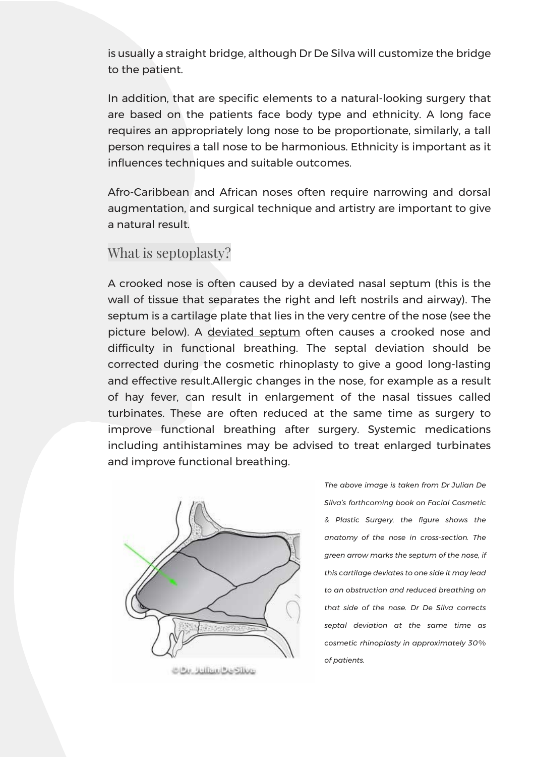is usually a straight bridge, although Dr De Silva will customize the bridge to the patient.

In addition, that are specific elements to a natural-looking surgery that are based on the patients face body type and ethnicity. A long face requires an appropriately long nose to be proportionate, similarly, a tall person requires a tall nose to be harmonious. Ethnicity is important as it influences techniques and suitable outcomes.

Afro-Caribbean and African noses often require narrowing and dorsal augmentation, and surgical technique and artistry are important to give a natural result.

## What is septoplasty?

A crooked nose is often caused by a deviated nasal septum (this is the wall of tissue that separates the right and left nostrils and airway). The septum is a cartilage plate that lies in the very centre of the nose (see the picture below). A deviated septum often causes a crooked nose and difficulty in functional breathing. The septal deviation should be corrected during the cosmetic rhinoplasty to give a good long-lasting and effective result.Allergic changes in the nose, for example as a result of hay fever, can result in enlargement of the nasal tissues called turbinates. These are often reduced at the same time as surgery to improve functional breathing after surgery. Systemic medications including antihistamines may be advised to treat enlarged turbinates and improve functional breathing.

*The above image is taken from Dr Julian De Silva's forthcoming book on Facial Cosmetic & Plastic Surgery, the figure shows the anatomy of the nose in cross-section. The green arrow marks the septum of the nose, if this cartilage deviates to one side it may lead to an obstruction and reduced breathing on that side of the nose. Dr De Silva corrects septal deviation at the same time as cosmetic rhinoplasty in approximately 30% of patients.*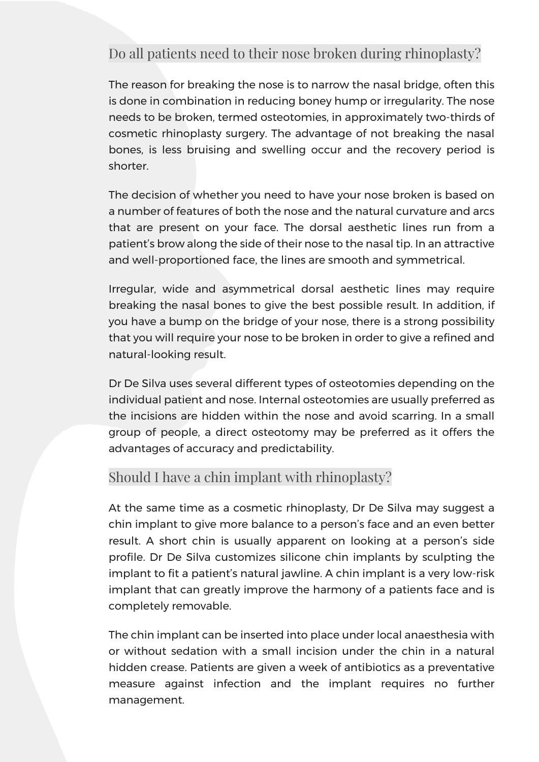## Do all patients need to their nose broken during rhinoplasty?

The reason for breaking the nose is to narrow the nasal bridge, often this is done in combination in reducing boney hump or irregularity. The nose needs to be broken, termed osteotomies, in approximately two-thirds of cosmetic rhinoplasty surgery. The advantage of not breaking the nasal bones, is less bruising and swelling occur and the recovery period is shorter.

The decision of whether you need to have your nose broken is based on a number of features of both the nose and the natural curvature and arcs that are present on your face. The dorsal aesthetic lines run from a patient's brow along the side of their nose to the nasal tip. In an attractive and well-proportioned face, the lines are smooth and symmetrical.

Irregular, wide and asymmetrical dorsal aesthetic lines may require breaking the nasal bones to give the best possible result. In addition, if you have a bump on the bridge of your nose, there is a strong possibility that you will require your nose to be broken in order to give a refined and natural-looking result.

Dr De Silva uses several different types of osteotomies depending on the individual patient and nose. Internal osteotomies are usually preferred as the incisions are hidden within the nose and avoid scarring. In a small group of people, a direct osteotomy may be preferred as it offers the advantages of accuracy and predictability.

## Should I have a chin implant with rhinoplasty?

At the same time as a cosmetic rhinoplasty, Dr De Silva may suggest a chin implant to give more balance to a person's face and an even better result. A short chin is usually apparent on looking at a person's side profile. Dr De Silva customizes silicone chin implants by sculpting the implant to fit a patient's natural jawline. A chin implant is a very low-risk implant that can greatly improve the harmony of a patients face and is completely removable.

The chin implant can be inserted into place under local anaesthesia with or without sedation with a small incision under the chin in a natural hidden crease. Patients are given a week of antibiotics as a preventative measure against infection and the implant requires no further management.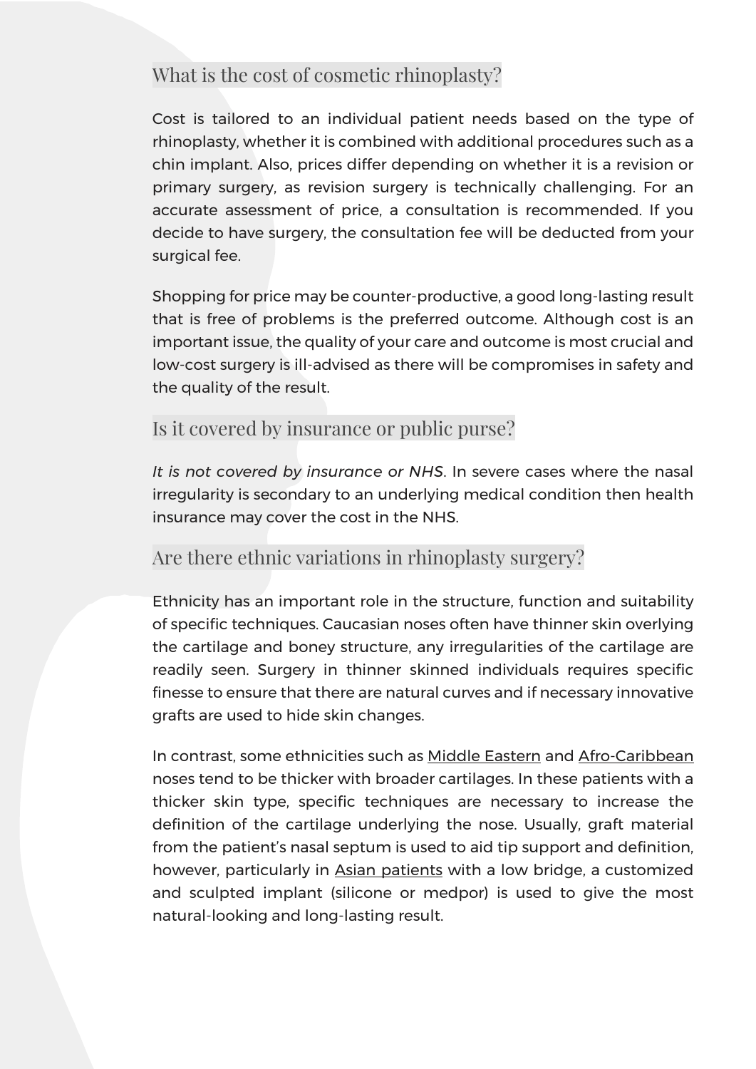## What is the cost of cosmetic rhinoplasty?

Cost is tailored to an individual patient needs based on the type of rhinoplasty, whether it is combined with additional procedures such as a chin implant. Also, prices differ depending on whether it is a revision or primary surgery, as revision surgery is technically challenging. For an accurate assessment of price, a consultation is recommended. If you decide to have surgery, the consultation fee will be deducted from your surgical fee.

Shopping for price may be counter-productive, a good long-lasting result that is free of problems is the preferred outcome. Although cost is an important issue, the quality of your care and outcome is most crucial and low-cost surgery is ill-advised as there will be compromises in safety and the quality of the result.

## Is it covered by insurance or public purse?

*It is not covered by insurance or NHS*. In severe cases where the nasal irregularity is secondary to an underlying medical condition then health insurance may cover the cost in the NHS.

## Are there ethnic variations in rhinoplasty surgery?

Ethnicity has an important role in the structure, function and suitability of specific techniques. Caucasian noses often have thinner skin overlying the cartilage and boney structure, any irregularities of the cartilage are readily seen. Surgery in thinner skinned individuals requires specific finesse to ensure that there are natural curves and if necessary innovative grafts are used to hide skin changes.

In contrast, some ethnicities such as Middle Eastern and Afro-Caribbean noses tend to be thicker with broader cartilages. In these patients with a thicker skin type, specific techniques are necessary to increase the definition of the cartilage underlying the nose. Usually, graft material from the patient's nasal septum is used to aid tip support and definition, however, particularly in Asian patients with a low bridge, a customized and sculpted implant (silicone or medpor) is used to give the most natural-looking and long-lasting result.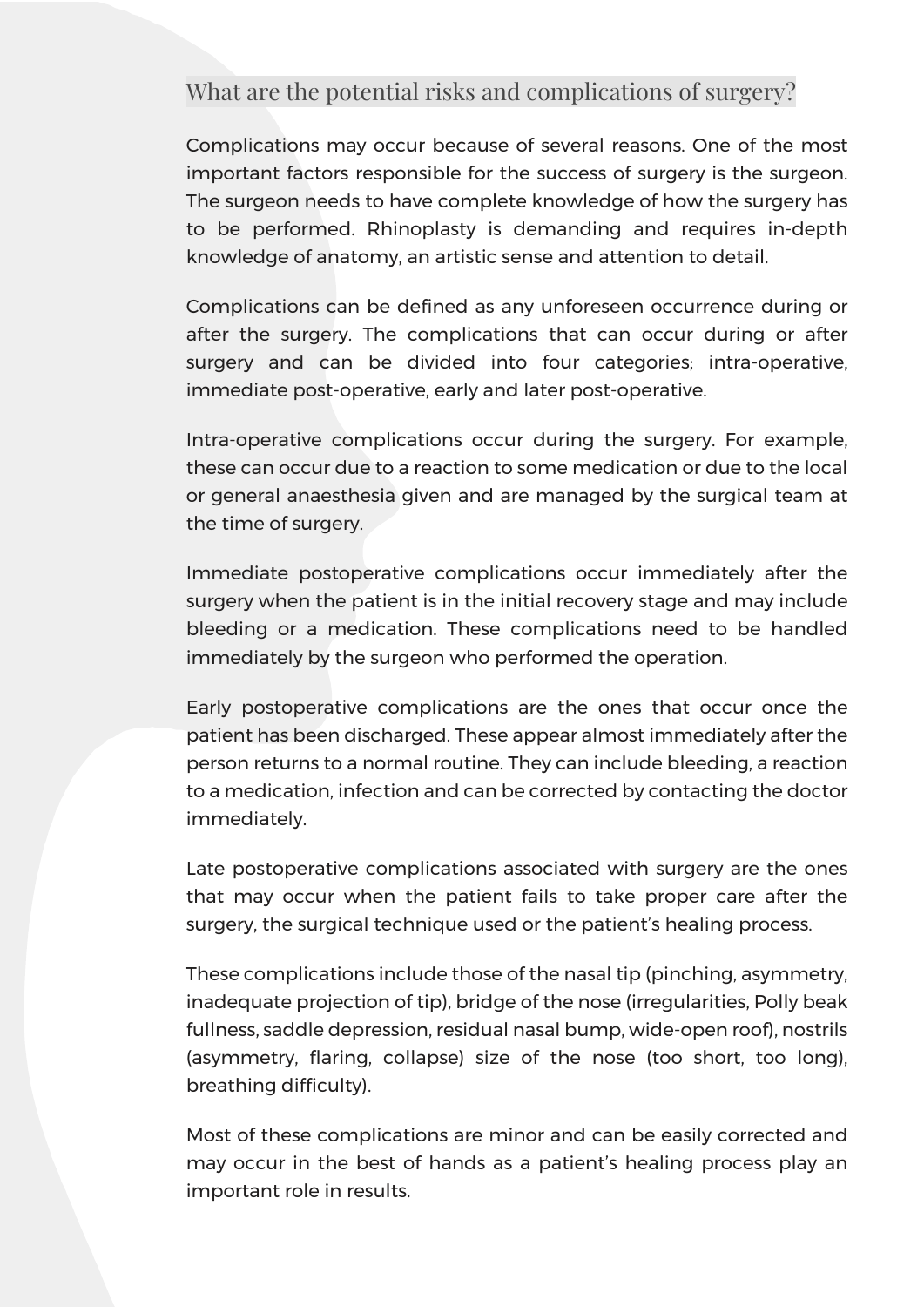## What are the potential risks and complications of surgery?

Complications may occur because of several reasons. One of the most important factors responsible for the success of surgery is the surgeon. The surgeon needs to have complete knowledge of how the surgery has to be performed. Rhinoplasty is demanding and requires in-depth knowledge of anatomy, an artistic sense and attention to detail.

Complications can be defined as any unforeseen occurrence during or after the surgery. The complications that can occur during or after surgery and can be divided into four categories; intra-operative, immediate post-operative, early and later post-operative.

Intra-operative complications occur during the surgery. For example, these can occur due to a reaction to some medication or due to the local or general anaesthesia given and are managed by the surgical team at the time of surgery.

Immediate postoperative complications occur immediately after the surgery when the patient is in the initial recovery stage and may include bleeding or a medication. These complications need to be handled immediately by the surgeon who performed the operation.

Early postoperative complications are the ones that occur once the patient has been discharged. These appear almost immediately after the person returns to a normal routine. They can include bleeding, a reaction to a medication, infection and can be corrected by contacting the doctor immediately.

Late postoperative complications associated with surgery are the ones that may occur when the patient fails to take proper care after the surgery, the surgical technique used or the patient's healing process.

These complications include those of the nasal tip (pinching, asymmetry, inadequate projection of tip), bridge of the nose (irregularities, Polly beak fullness, saddle depression, residual nasal bump, wide-open roof), nostrils (asymmetry, flaring, collapse) size of the nose (too short, too long), breathing difficulty).

Most of these complications are minor and can be easily corrected and may occur in the best of hands as a patient's healing process play an important role in results.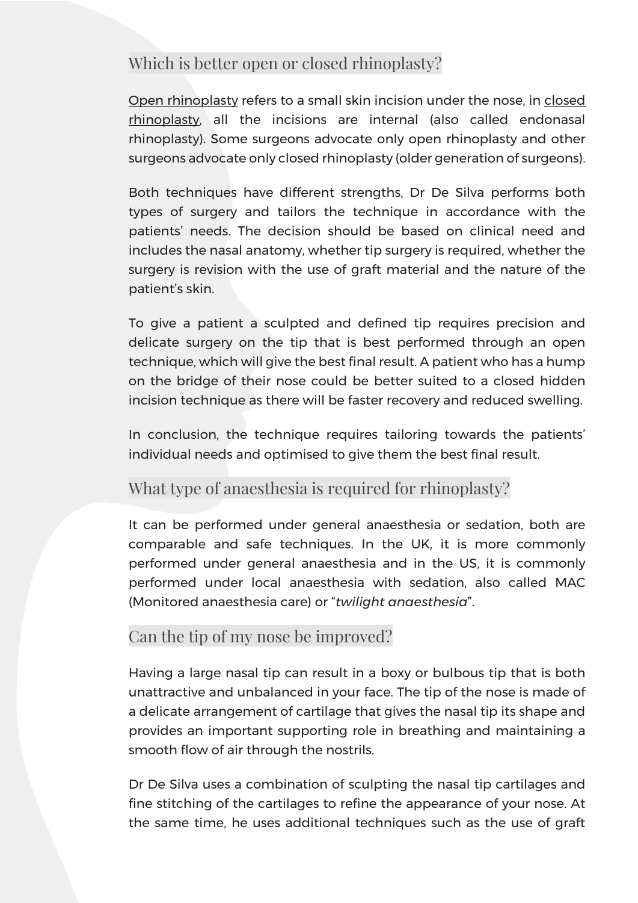## Which is better open or closed rhinoplasty?

Open rhinoplasty refers to a small skin incision under the nose, in closed rhinoplasty, all the incisions are internal (also called endonasal rhinoplasty). Some surgeons advocate only open rhinoplasty and other surgeons advocate only closed rhinoplasty (older generation of surgeons).

Both techniques have different strengths, Dr De Silva performs both types of surgery and tailors the technique in accordance with the patients' needs. The decision should be based on clinical need and includes the nasal anatomy, whether tip surgery is required, whether the surgery is revision with the use of graft material and the nature of the patient's skin.

To give a patient a sculpted and defined tip requires precision and delicate surgery on the tip that is best performed through an open technique, which will give the best final result. A patient who has a hump on the bridge of their nose could be better suited to a closed hidden incision technique as there will be faster recovery and reduced swelling.

In conclusion, the technique requires tailoring towards the patients' individual needs and optimised to give them the best final result.

## What type of anaesthesia is required for rhinoplasty?

It can be performed under general anaesthesia or sedation, both are comparable and safe techniques. In the UK, it is more commonly performed under general anaesthesia and in the US, it is commonly performed under local anaesthesia with sedation, also called MAC (Monitored anaesthesia care) or "*twilight anaesthesia*".

## Can the tip of my nose be improved?

Having a large nasal tip can result in a boxy or bulbous tip that is both unattractive and unbalanced in your face. The tip of the nose is made of a delicate arrangement of cartilage that gives the nasal tip its shape and provides an important supporting role in breathing and maintaining a smooth flow of air through the nostrils.

Dr De Silva uses a combination of sculpting the nasal tip cartilages and fine stitching of the cartilages to refine the appearance of your nose. At the same time, he uses additional techniques such as the use of graft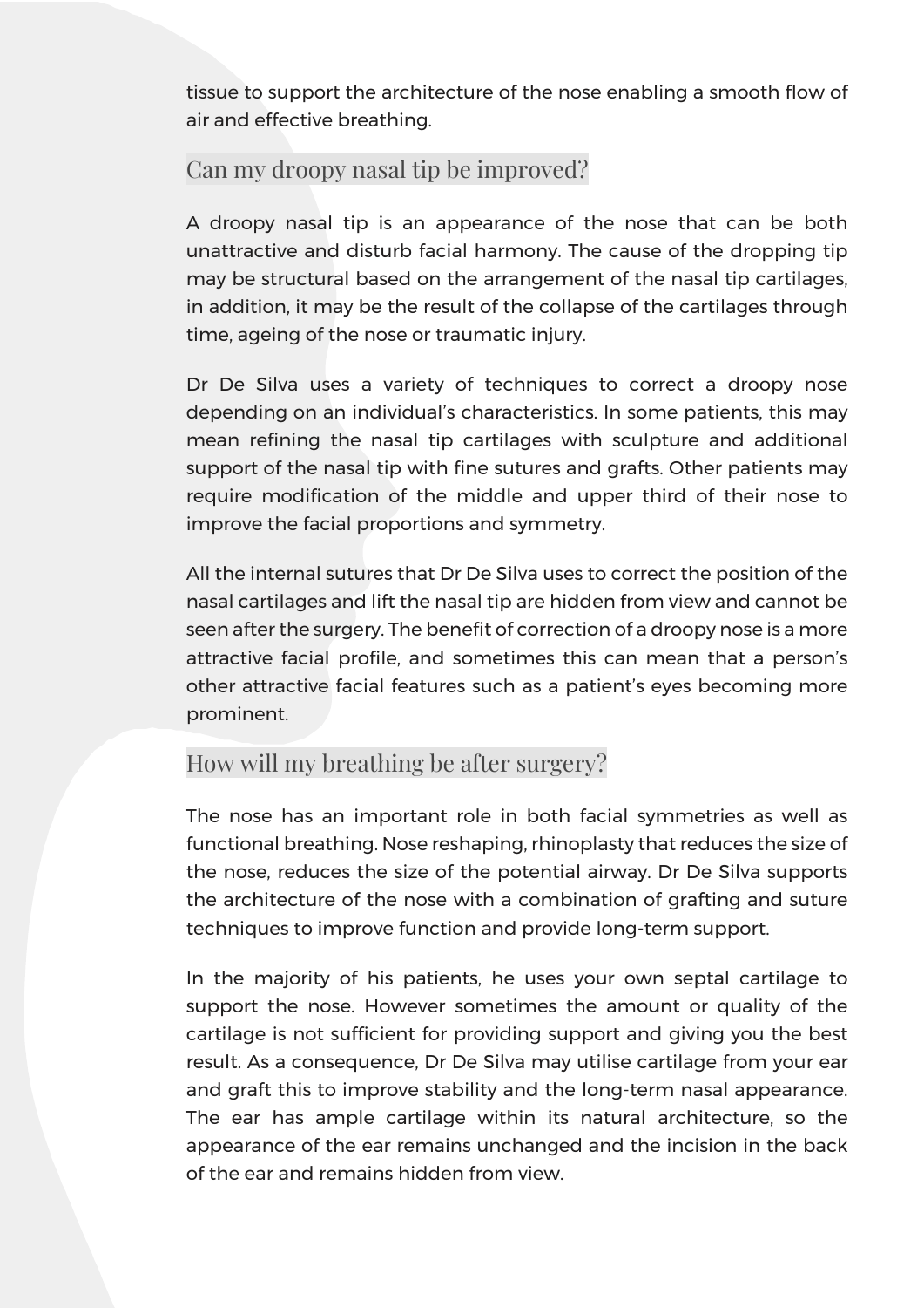tissue to support the architecture of the nose enabling a smooth flow of air and effective breathing.

## Can my droopy nasal tip be improved?

A droopy nasal tip is an appearance of the nose that can be both unattractive and disturb facial harmony. The cause of the dropping tip may be structural based on the arrangement of the nasal tip cartilages, in addition, it may be the result of the collapse of the cartilages through time, ageing of the nose or traumatic injury.

Dr De Silva uses a variety of techniques to correct a droopy nose depending on an individual's characteristics. In some patients, this may mean refining the nasal tip cartilages with sculpture and additional support of the nasal tip with fine sutures and grafts. Other patients may require modification of the middle and upper third of their nose to improve the facial proportions and symmetry.

All the internal sutures that Dr De Silva uses to correct the position of the nasal cartilages and lift the nasal tip are hidden from view and cannot be seen after the surgery. The benefit of correction of a droopy nose is a more attractive facial profile, and sometimes this can mean that a person's other attractive facial features such as a patient's eyes becoming more prominent.

## How will my breathing be after surgery?

The nose has an important role in both facial symmetries as well as functional breathing. Nose reshaping, rhinoplasty that reduces the size of the nose, reduces the size of the potential airway. Dr De Silva supports the architecture of the nose with a combination of grafting and suture techniques to improve function and provide long-term support.

In the majority of his patients, he uses your own septal cartilage to support the nose. However sometimes the amount or quality of the cartilage is not sufficient for providing support and giving you the best result. As a consequence, Dr De Silva may utilise cartilage from your ear and graft this to improve stability and the long-term nasal appearance. The ear has ample cartilage within its natural architecture, so the appearance of the ear remains unchanged and the incision in the back of the ear and remains hidden from view.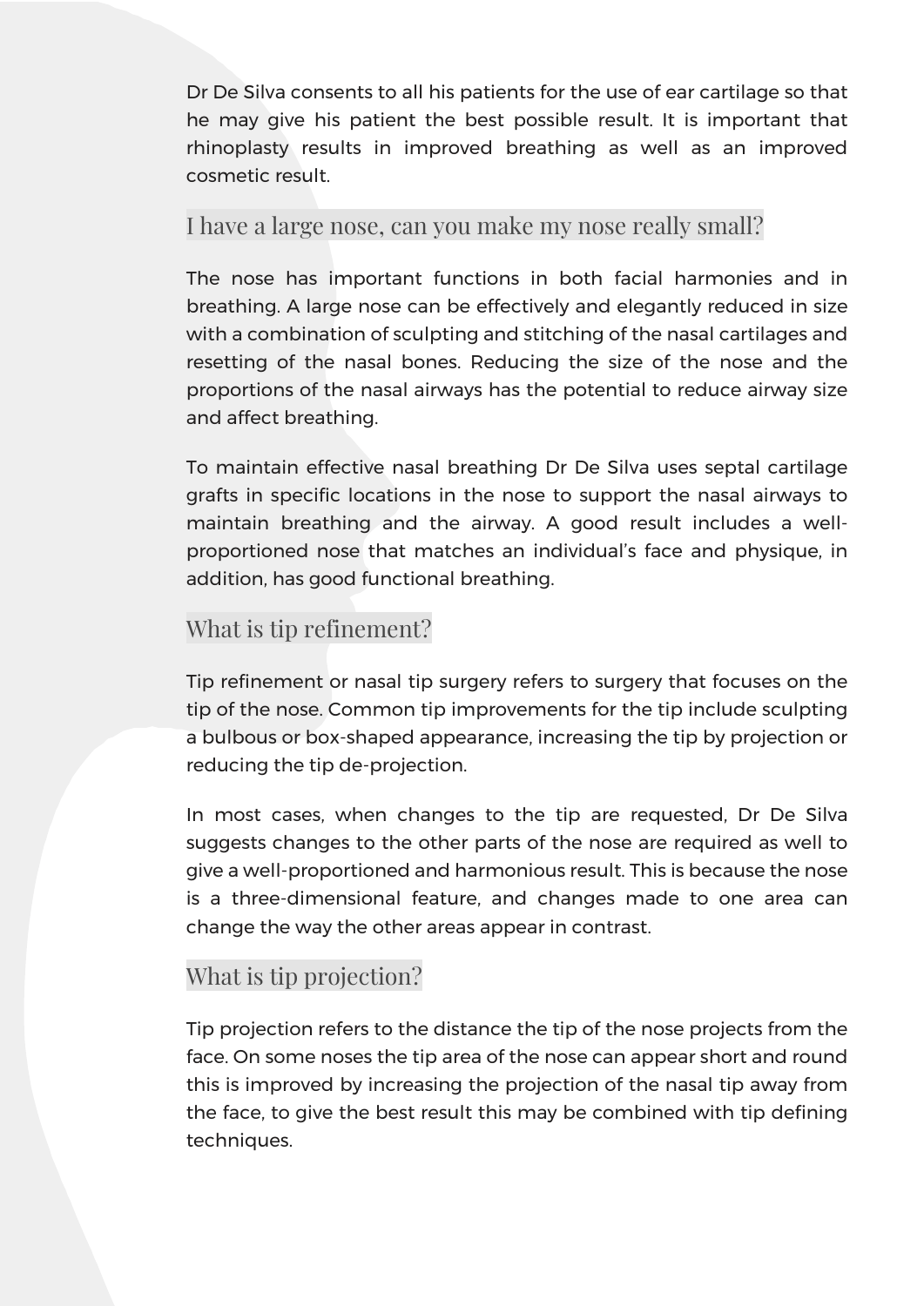Dr De Silva consents to all his patients for the use of ear cartilage so that he may give his patient the best possible result. It is important that rhinoplasty results in improved breathing as well as an improved cosmetic result.

## I have a large nose, can you make my nose really small?

The nose has important functions in both facial harmonies and in breathing. A large nose can be effectively and elegantly reduced in size with a combination of sculpting and stitching of the nasal cartilages and resetting of the nasal bones. Reducing the size of the nose and the proportions of the nasal airways has the potential to reduce airway size and affect breathing.

To maintain effective nasal breathing Dr De Silva uses septal cartilage grafts in specific locations in the nose to support the nasal airways to maintain breathing and the airway. A good result includes a well-proportioned nose that matches an individual's face and physique, in addition, has good functional breathing.

## What is tip refinement?

Tip refinement or nasal tip surgery refers to surgery that focuses on the tip of the nose. Common tip improvements for the tip include sculpting a bulbous or box-shaped appearance, increasing the tip by projection or reducing the tip de-projection.

In most cases, when changes to the tip are requested, Dr De Silva suggests changes to the other parts of the nose are required as well to give a well-proportioned and harmonious result. This is because the nose is a three-dimensional feature, and changes made to one area can change the way the other areas appear in contrast.

## What is tip projection?

Tip projection refers to the distance the tip of the nose projects from the face. On some noses the tip area of the nose can appear short and round this is improved by increasing the projection of the nasal tip away from the face, to give the best result this may be combined with tip defining techniques.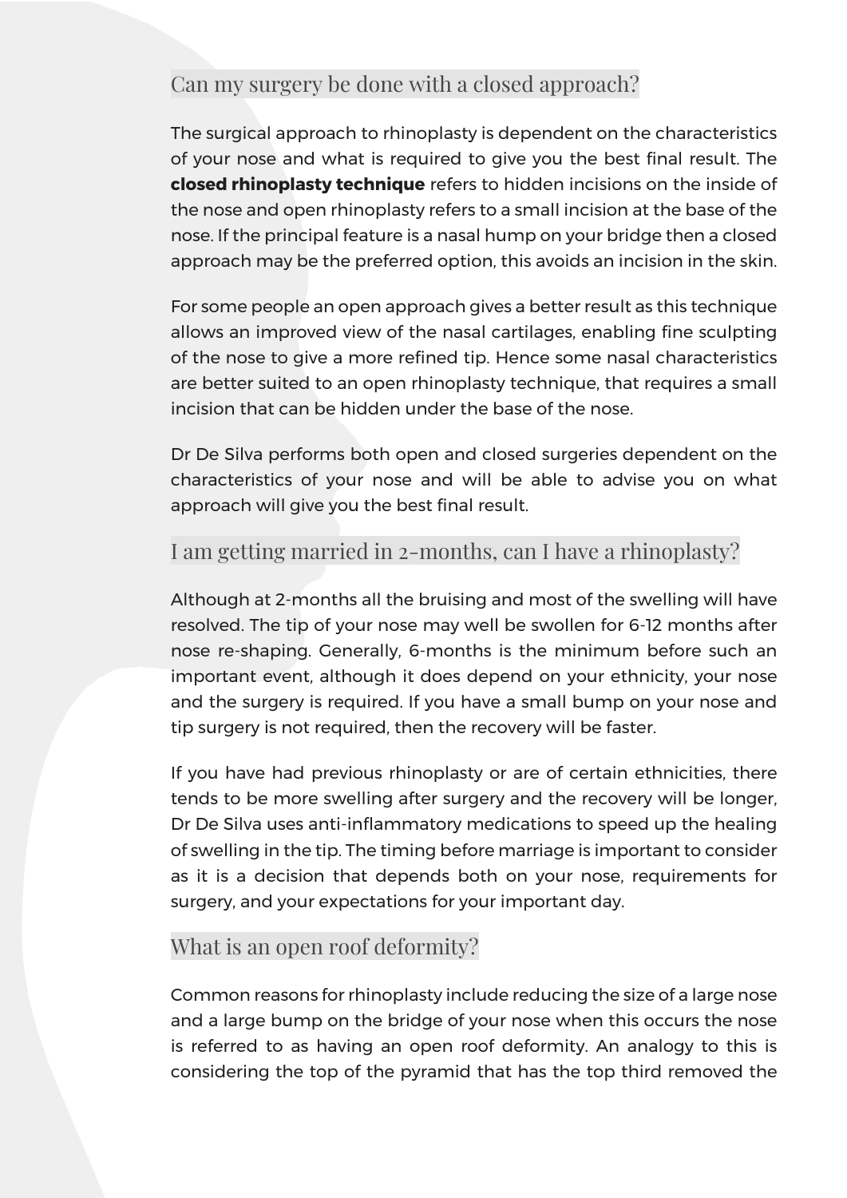## Can my surgery be done with a closed approach?

The surgical approach to rhinoplasty is dependent on the characteristics of your nose and what is required to give you the best final result. The **closed rhinoplasty technique** refers to hidden incisions on the inside of the nose and open rhinoplasty refers to a small incision at the base of the nose. If the principal feature is a nasal hump on your bridge then a closed approach may be the preferred option, this avoids an incision in the skin.

For some people an open approach gives a better result as this technique allows an improved view of the nasal cartilages, enabling fine sculpting of the nose to give a more refined tip. Hence some nasal characteristics are better suited to an open rhinoplasty technique, that requires a small incision that can be hidden under the base of the nose.

Dr De Silva performs both open and closed surgeries dependent on the characteristics of your nose and will be able to advise you on what approach will give you the best final result.

## I am getting married in 2-months, can I have a rhinoplasty?

Although at 2-months all the bruising and most of the swelling will have resolved. The tip of your nose may well be swollen for 6-12 months after nose re-shaping. Generally, 6-months is the minimum before such an important event, although it does depend on your ethnicity, your nose and the surgery is required. If you have a small bump on your nose and tip surgery is not required, then the recovery will be faster.

If you have had previous rhinoplasty or are of certain ethnicities, there tends to be more swelling after surgery and the recovery will be longer, Dr De Silva uses anti-inflammatory medications to speed up the healing of swelling in the tip. The timing before marriage is important to consider as it is a decision that depends both on your nose, requirements for surgery, and your expectations for your important day.

## What is an open roof deformity?

Common reasons for rhinoplasty include reducing the size of a large nose and a large bump on the bridge of your nose when this occurs the nose is referred to as having an open roof deformity. An analogy to this is considering the top of the pyramid that has the top third removed the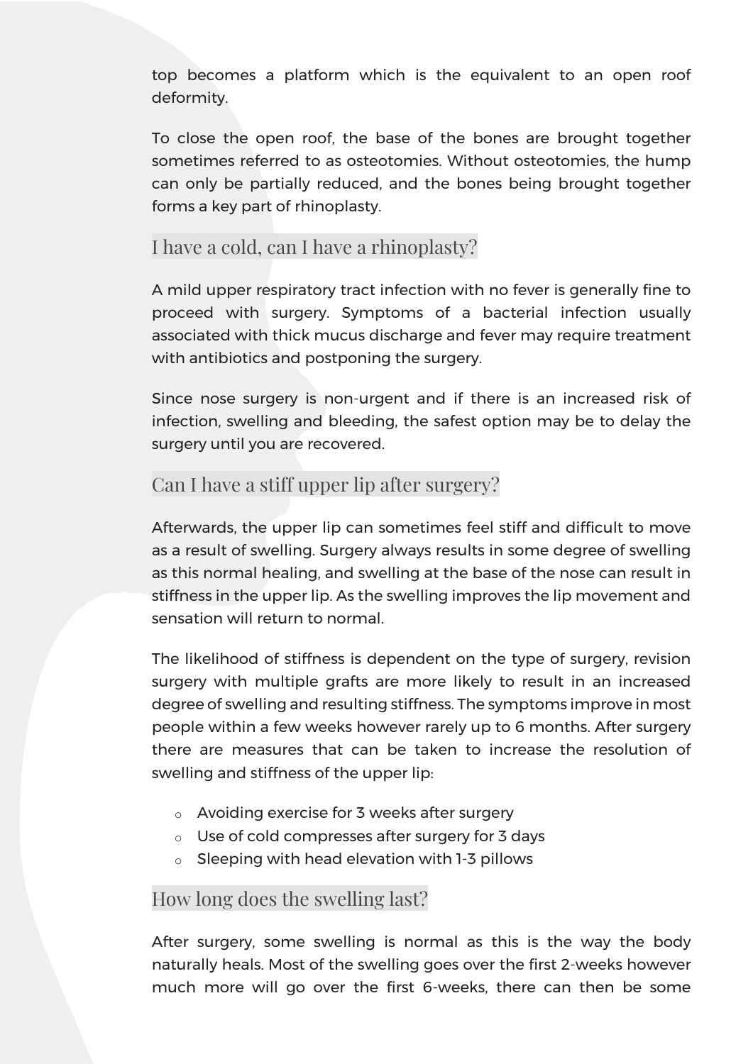top becomes a platform which is the equivalent to an open roof deformity.

To close the open roof, the base of the bones are brought together sometimes referred to as osteotomies. Without osteotomies, the hump can only be partially reduced, and the bones being brought together forms a key part of rhinoplasty.

## I have a cold, can I have a rhinoplasty?

A mild upper respiratory tract infection with no fever is generally fine to proceed with surgery. Symptoms of a bacterial infection usually associated with thick mucus discharge and fever may require treatment with antibiotics and postponing the surgery.

Since nose surgery is non-urgent and if there is an increased risk of infection, swelling and bleeding, the safest option may be to delay the surgery until you are recovered.

## Can I have a stiff upper lip after surgery?

Afterwards, the upper lip can sometimes feel stiff and difficult to move as a result of swelling. Surgery always results in some degree of swelling as this normal healing, and swelling at the base of the nose can result in stiffness in the upper lip. As the swelling improves the lip movement and sensation will return to normal.

The likelihood of stiffness is dependent on the type of surgery, revision surgery with multiple grafts are more likely to result in an increased degree of swelling and resulting stiffness. The symptoms improve in most people within a few weeks however rarely up to 6 months. After surgery there are measures that can be taken to increase the resolution of swelling and stiffness of the upper lip:

- Avoiding exercise for 3 weeks after surgery
- Use of cold compresses after surgery for 3 days
- Sleeping with head elevation with 1-3 pillows

## How long does the swelling last?

After surgery, some swelling is normal as this is the way the body naturally heals. Most of the swelling goes over the first 2-weeks however much more will go over the first 6-weeks, there can then be some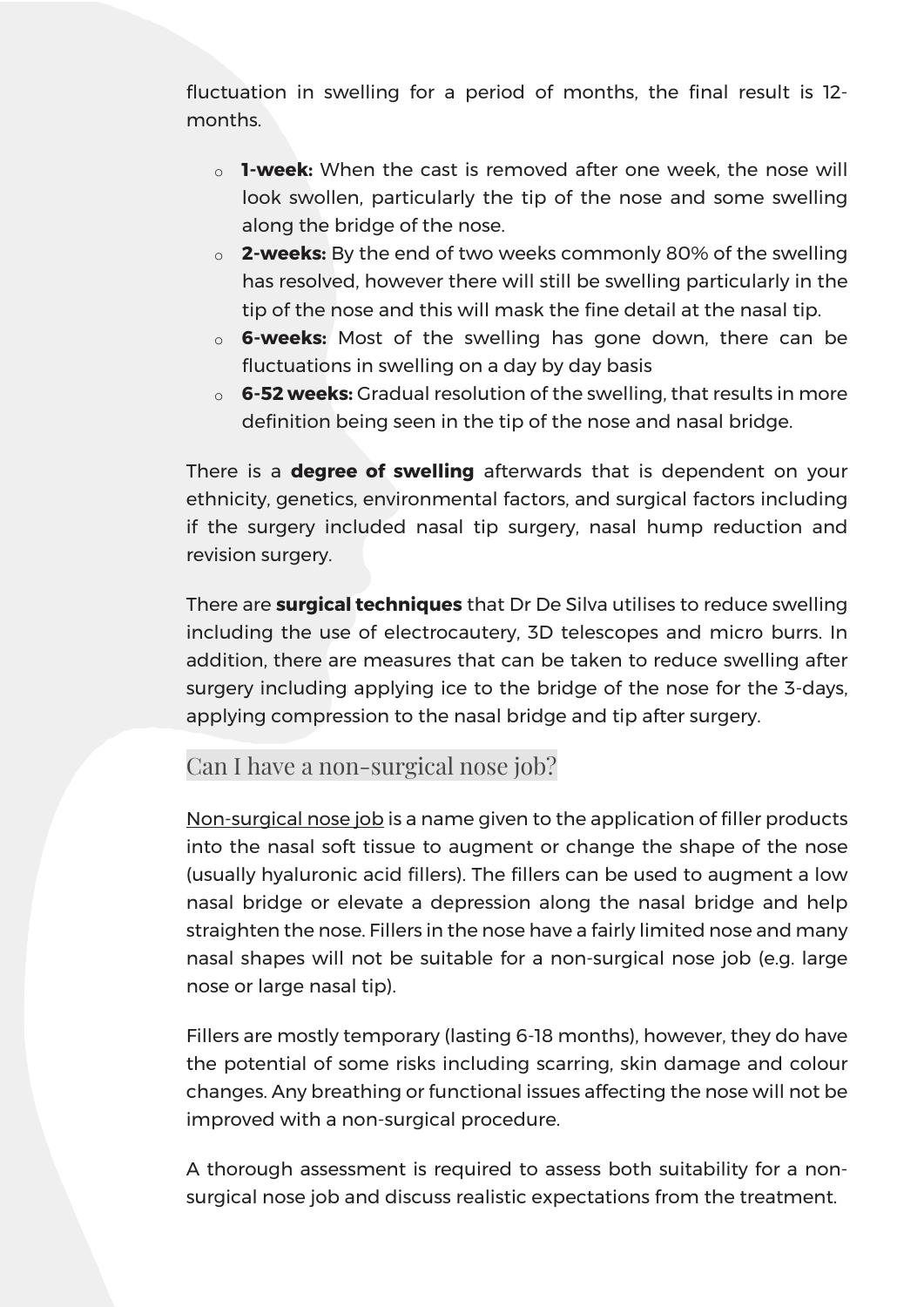fluctuation in swelling for a period of months, the final result is 12-months.

- **1-week:** When the cast is removed after one week, the nose will look swollen, particularly the tip of the nose and some swelling along the bridge of the nose.
- **2-weeks:** By the end of two weeks commonly 80% of the swelling has resolved, however there will still be swelling particularly in the tip of the nose and this will mask the fine detail at the nasal tip.
- **6-weeks:** Most of the swelling has gone down, there can be fluctuations in swelling on a day by day basis
- **6-52 weeks:** Gradual resolution of the swelling, that results in more definition being seen in the tip of the nose and nasal bridge.

There is a **degree of swelling** afterwards that is dependent on your ethnicity, genetics, environmental factors, and surgical factors including if the surgery included nasal tip surgery, nasal hump reduction and revision surgery.

There are **surgical techniques** that Dr De Silva utilises to reduce swelling including the use of electrocautery, 3D telescopes and micro burrs. In addition, there are measures that can be taken to reduce swelling after surgery including applying ice to the bridge of the nose for the 3-days, applying compression to the nasal bridge and tip after surgery.

## Can I have a non-surgical nose job?

Non-surgical nose job is a name given to the application of filler products into the nasal soft tissue to augment or change the shape of the nose (usually hyaluronic acid fillers). The fillers can be used to augment a low nasal bridge or elevate a depression along the nasal bridge and help straighten the nose. Fillers in the nose have a fairly limited nose and many nasal shapes will not be suitable for a non-surgical nose job (e.g. large nose or large nasal tip).

Fillers are mostly temporary (lasting 6-18 months), however, they do have the potential of some risks including scarring, skin damage and colour changes. Any breathing or functional issues affecting the nose will not be improved with a non-surgical procedure.

A thorough assessment is required to assess both suitability for a non-surgical nose job and discuss realistic expectations from the treatment.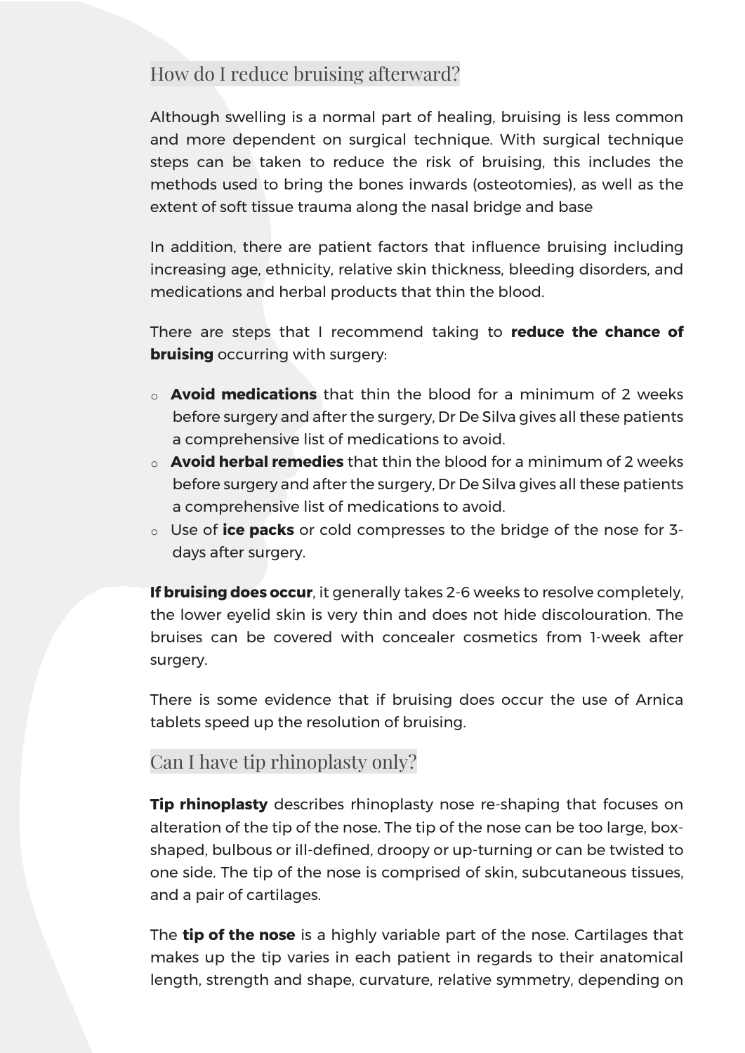## How do I reduce bruising afterward?

Although swelling is a normal part of healing, bruising is less common and more dependent on surgical technique. With surgical technique steps can be taken to reduce the risk of bruising, this includes the methods used to bring the bones inwards (osteotomies), as well as the extent of soft tissue trauma along the nasal bridge and base

In addition, there are patient factors that influence bruising including increasing age, ethnicity, relative skin thickness, bleeding disorders, and medications and herbal products that thin the blood.

There are steps that I recommend taking to **reduce the chance of bruising** occurring with surgery:

- **Avoid medications** that thin the blood for a minimum of 2 weeks before surgery and after the surgery, Dr De Silva gives all these patients a comprehensive list of medications to avoid.
- **Avoid herbal remedies** that thin the blood for a minimum of 2 weeks before surgery and after the surgery, Dr De Silva gives all these patients a comprehensive list of medications to avoid.
- Use of **ice packs** or cold compresses to the bridge of the nose for 3-days after surgery.

**If bruising does occur**, it generally takes 2-6 weeks to resolve completely, the lower eyelid skin is very thin and does not hide discolouration. The bruises can be covered with concealer cosmetics from 1-week after surgery.

There is some evidence that if bruising does occur the use of Arnica tablets speed up the resolution of bruising.

## Can I have tip rhinoplasty only?

**Tip rhinoplasty** describes rhinoplasty nose re-shaping that focuses on alteration of the tip of the nose. The tip of the nose can be too large, box-shaped, bulbous or ill-defined, droopy or up-turning or can be twisted to one side. The tip of the nose is comprised of skin, subcutaneous tissues, and a pair of cartilages.

The **tip of the nose** is a highly variable part of the nose. Cartilages that makes up the tip varies in each patient in regards to their anatomical length, strength and shape, curvature, relative symmetry, depending on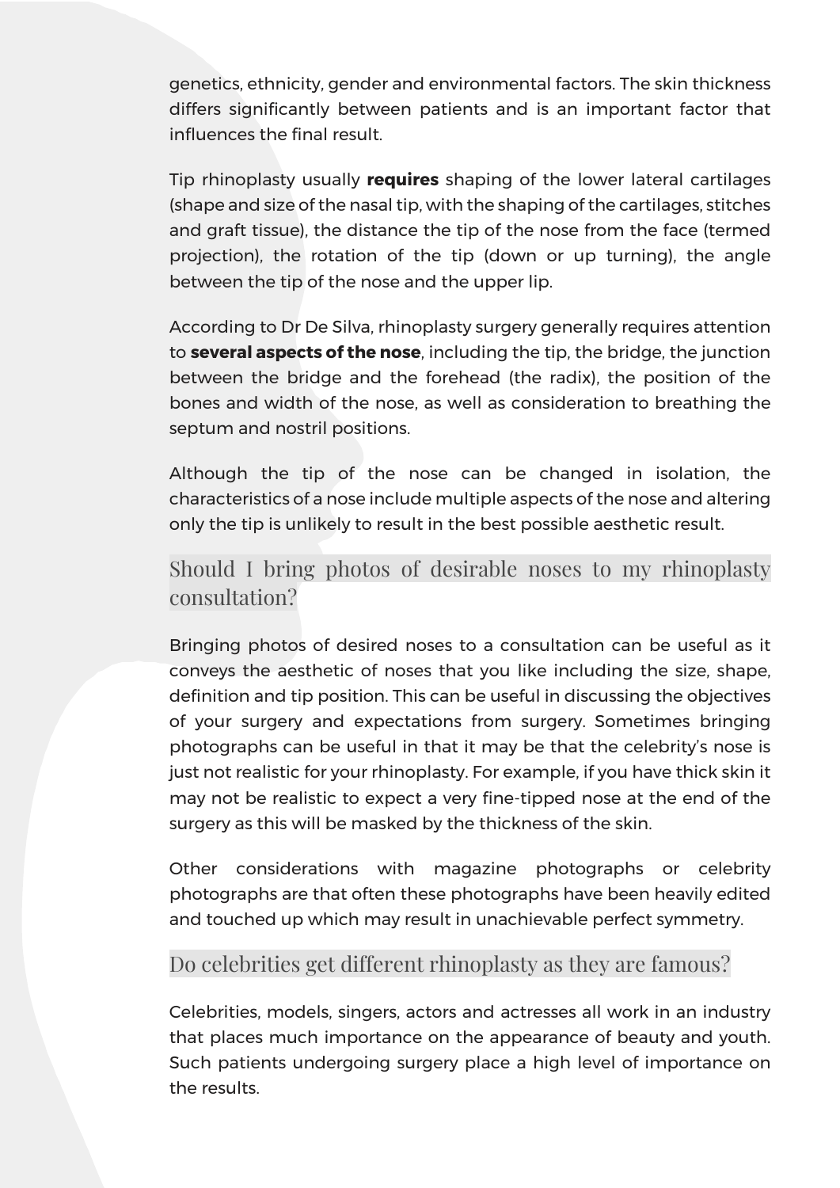genetics, ethnicity, gender and environmental factors. The skin thickness differs significantly between patients and is an important factor that influences the final result.

Tip rhinoplasty usually **requires** shaping of the lower lateral cartilages (shape and size of the nasal tip, with the shaping of the cartilages, stitches and graft tissue), the distance the tip of the nose from the face (termed projection), the rotation of the tip (down or up turning), the angle between the tip of the nose and the upper lip.

According to Dr De Silva, rhinoplasty surgery generally requires attention to **several aspects of the nose**, including the tip, the bridge, the junction between the bridge and the forehead (the radix), the position of the bones and width of the nose, as well as consideration to breathing the septum and nostril positions.

Although the tip of the nose can be changed in isolation, the characteristics of a nose include multiple aspects of the nose and altering only the tip is unlikely to result in the best possible aesthetic result.

## Should I bring photos of desirable noses to my rhinoplasty consultation?

Bringing photos of desired noses to a consultation can be useful as it conveys the aesthetic of noses that you like including the size, shape, definition and tip position. This can be useful in discussing the objectives of your surgery and expectations from surgery. Sometimes bringing photographs can be useful in that it may be that the celebrity's nose is just not realistic for your rhinoplasty. For example, if you have thick skin it may not be realistic to expect a very fine-tipped nose at the end of the surgery as this will be masked by the thickness of the skin.

Other considerations with magazine photographs or celebrity photographs are that often these photographs have been heavily edited and touched up which may result in unachievable perfect symmetry.

## Do celebrities get different rhinoplasty as they are famous?

Celebrities, models, singers, actors and actresses all work in an industry that places much importance on the appearance of beauty and youth. Such patients undergoing surgery place a high level of importance on the results.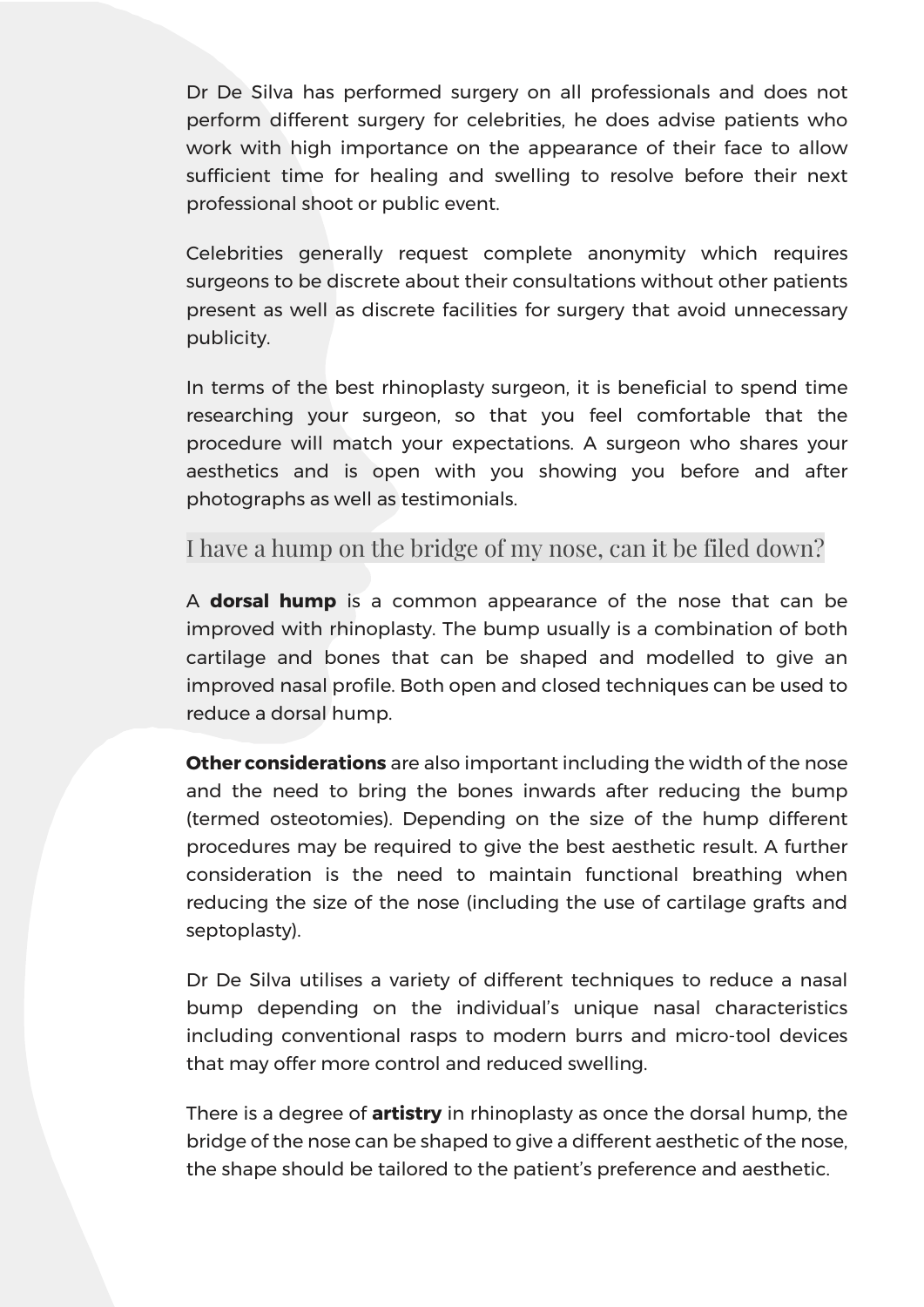Dr De Silva has performed surgery on all professionals and does not perform different surgery for celebrities, he does advise patients who work with high importance on the appearance of their face to allow sufficient time for healing and swelling to resolve before their next professional shoot or public event.

Celebrities generally request complete anonymity which requires surgeons to be discrete about their consultations without other patients present as well as discrete facilities for surgery that avoid unnecessary publicity.

In terms of the best rhinoplasty surgeon, it is beneficial to spend time researching your surgeon, so that you feel comfortable that the procedure will match your expectations. A surgeon who shares your aesthetics and is open with you showing you before and after photographs as well as testimonials.

## I have a hump on the bridge of my nose, can it be filed down?

A **dorsal hump** is a common appearance of the nose that can be improved with rhinoplasty. The bump usually is a combination of both cartilage and bones that can be shaped and modelled to give an improved nasal profile. Both open and closed techniques can be used to reduce a dorsal hump.

**Other considerations** are also important including the width of the nose and the need to bring the bones inwards after reducing the bump (termed osteotomies). Depending on the size of the hump different procedures may be required to give the best aesthetic result. A further consideration is the need to maintain functional breathing when reducing the size of the nose (including the use of cartilage grafts and septoplasty).

Dr De Silva utilises a variety of different techniques to reduce a nasal bump depending on the individual's unique nasal characteristics including conventional rasps to modern burrs and micro-tool devices that may offer more control and reduced swelling.

There is a degree of **artistry** in rhinoplasty as once the dorsal hump, the bridge of the nose can be shaped to give a different aesthetic of the nose, the shape should be tailored to the patient's preference and aesthetic.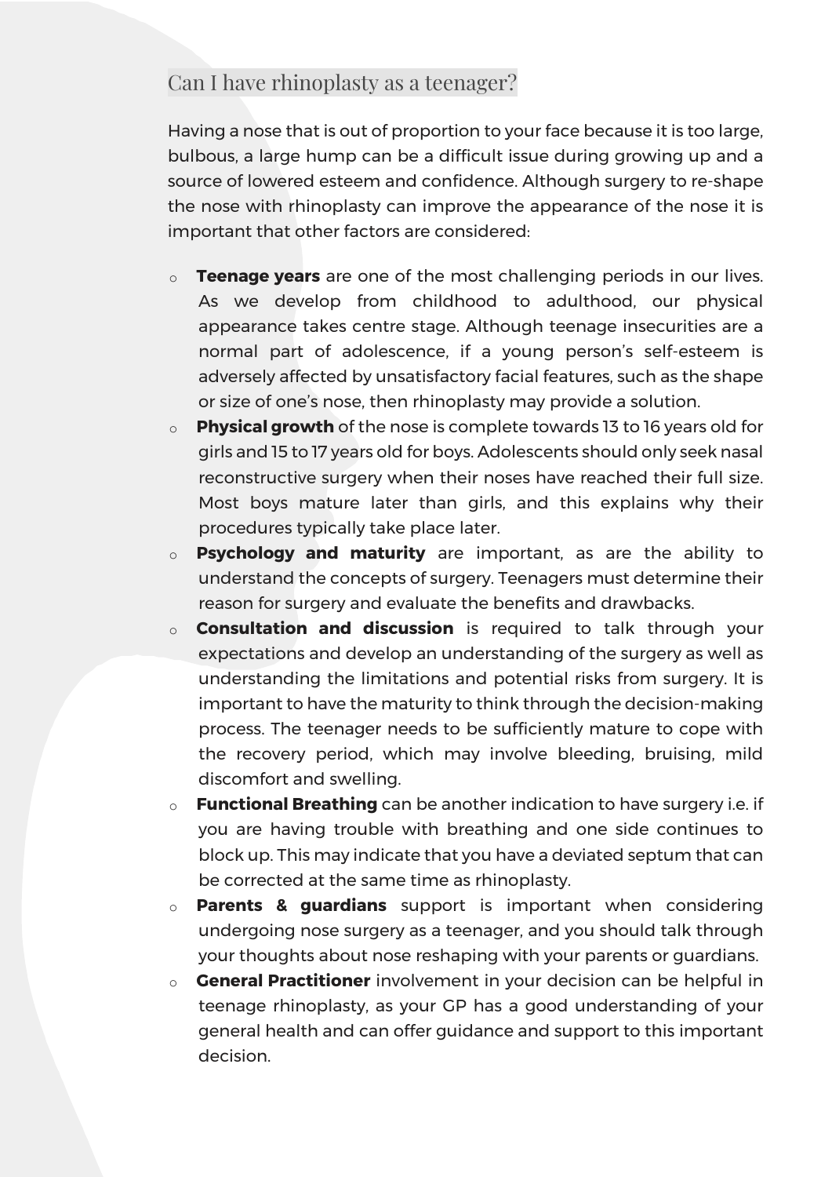## Can I have rhinoplasty as a teenager?

Having a nose that is out of proportion to your face because it is too large, bulbous, a large hump can be a difficult issue during growing up and a source of lowered esteem and confidence. Although surgery to re-shape the nose with rhinoplasty can improve the appearance of the nose it is important that other factors are considered:

- **Teenage years** are one of the most challenging periods in our lives. As we develop from childhood to adulthood, our physical appearance takes centre stage. Although teenage insecurities are a normal part of adolescence, if a young person's self-esteem is adversely affected by unsatisfactory facial features, such as the shape or size of one's nose, then rhinoplasty may provide a solution.
- **Physical growth** of the nose is complete towards 13 to 16 years old for girls and 15 to 17 years old for boys. Adolescents should only seek nasal reconstructive surgery when their noses have reached their full size. Most boys mature later than girls, and this explains why their procedures typically take place later.
- **Psychology and maturity** are important, as are the ability to understand the concepts of surgery. Teenagers must determine their reason for surgery and evaluate the benefits and drawbacks.
- **Consultation and discussion** is required to talk through your expectations and develop an understanding of the surgery as well as understanding the limitations and potential risks from surgery. It is important to have the maturity to think through the decision-making process. The teenager needs to be sufficiently mature to cope with the recovery period, which may involve bleeding, bruising, mild discomfort and swelling.
- **Functional Breathing** can be another indication to have surgery i.e. if you are having trouble with breathing and one side continues to block up. This may indicate that you have a deviated septum that can be corrected at the same time as rhinoplasty.
- **Parents & guardians** support is important when considering undergoing nose surgery as a teenager, and you should talk through your thoughts about nose reshaping with your parents or guardians.
- **General Practitioner** involvement in your decision can be helpful in teenage rhinoplasty, as your GP has a good understanding of your general health and can offer guidance and support to this important decision.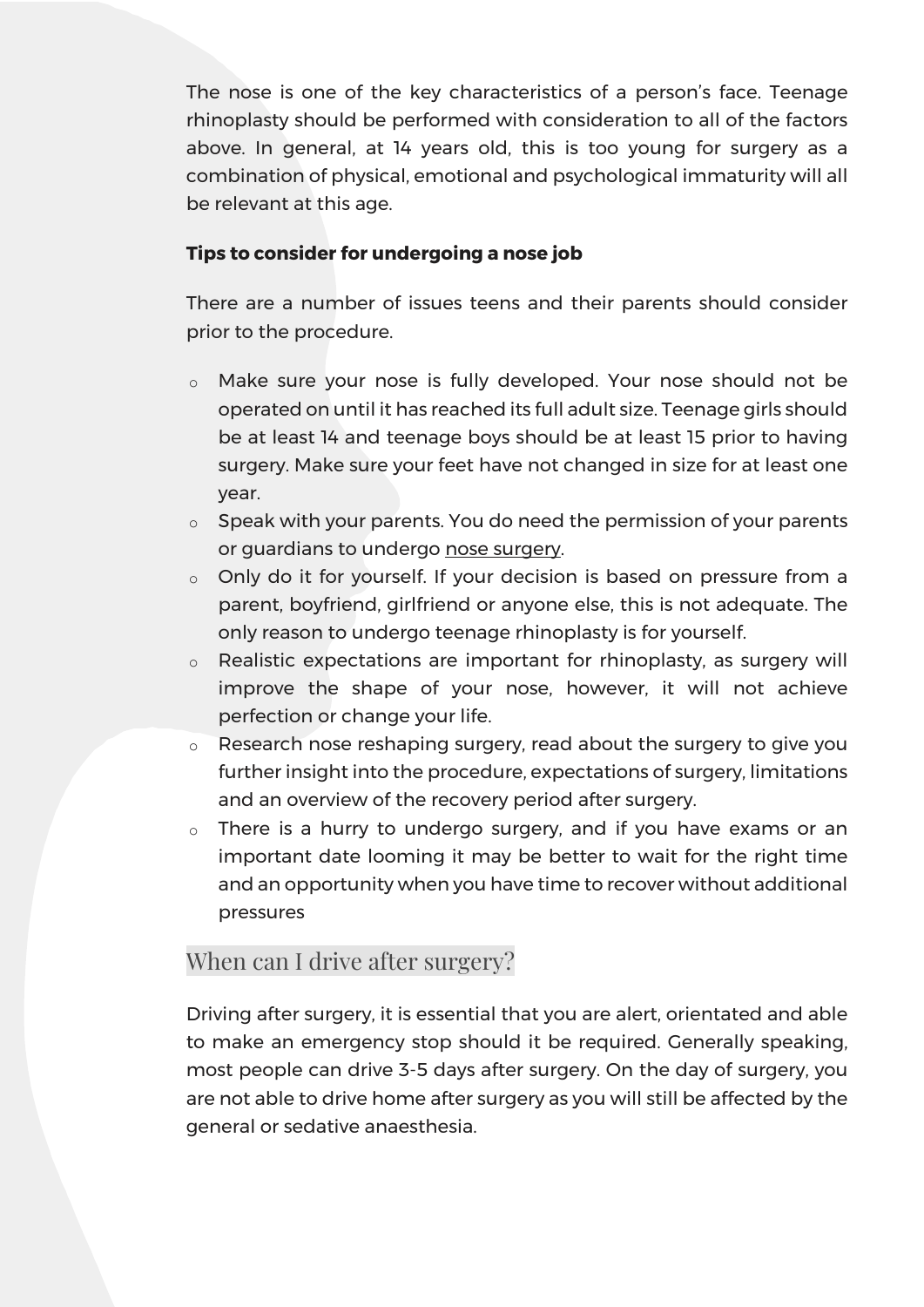The nose is one of the key characteristics of a person's face. Teenage rhinoplasty should be performed with consideration to all of the factors above. In general, at 14 years old, this is too young for surgery as a combination of physical, emotional and psychological immaturity will all be relevant at this age.

**Tips to consider for undergoing a nose job**

There are a number of issues teens and their parents should consider prior to the procedure.

- Make sure your nose is fully developed. Your nose should not be operated on until it has reached its full adult size. Teenage girls should be at least 14 and teenage boys should be at least 15 prior to having surgery. Make sure your feet have not changed in size for at least one year.
- Speak with your parents. You do need the permission of your parents or guardians to undergo nose surgery.
- Only do it for yourself. If your decision is based on pressure from a parent, boyfriend, girlfriend or anyone else, this is not adequate. The only reason to undergo teenage rhinoplasty is for yourself.
- Realistic expectations are important for rhinoplasty, as surgery will improve the shape of your nose, however, it will not achieve perfection or change your life.
- Research nose reshaping surgery, read about the surgery to give you further insight into the procedure, expectations of surgery, limitations and an overview of the recovery period after surgery.
- There is a hurry to undergo surgery, and if you have exams or an important date looming it may be better to wait for the right time and an opportunity when you have time to recover without additional pressures

## When can I drive after surgery?

Driving after surgery, it is essential that you are alert, orientated and able to make an emergency stop should it be required. Generally speaking, most people can drive 3-5 days after surgery. On the day of surgery, you are not able to drive home after surgery as you will still be affected by the general or sedative anaesthesia.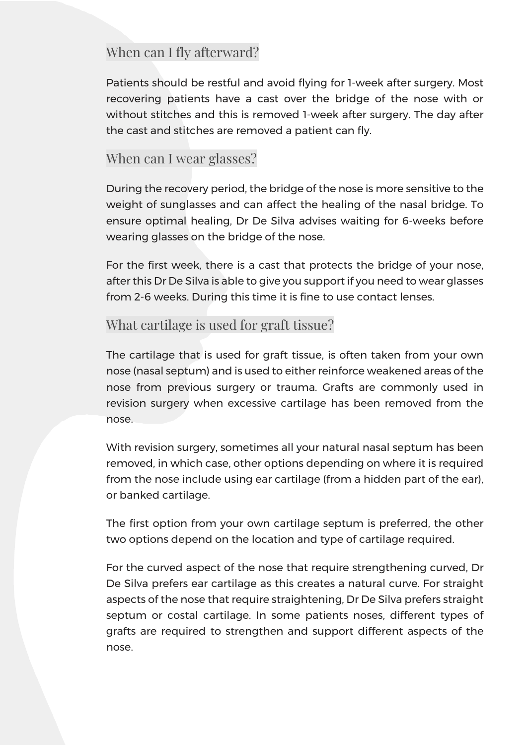## When can I fly afterward?

Patients should be restful and avoid flying for 1-week after surgery. Most recovering patients have a cast over the bridge of the nose with or without stitches and this is removed 1-week after surgery. The day after the cast and stitches are removed a patient can fly.

## When can I wear glasses?

During the recovery period, the bridge of the nose is more sensitive to the weight of sunglasses and can affect the healing of the nasal bridge. To ensure optimal healing, Dr De Silva advises waiting for 6-weeks before wearing glasses on the bridge of the nose.

For the first week, there is a cast that protects the bridge of your nose, after this Dr De Silva is able to give you support if you need to wear glasses from 2-6 weeks. During this time it is fine to use contact lenses.

## What cartilage is used for graft tissue?

The cartilage that is used for graft tissue, is often taken from your own nose (nasal septum) and is used to either reinforce weakened areas of the nose from previous surgery or trauma. Grafts are commonly used in revision surgery when excessive cartilage has been removed from the nose.

With revision surgery, sometimes all your natural nasal septum has been removed, in which case, other options depending on where it is required from the nose include using ear cartilage (from a hidden part of the ear), or banked cartilage.

The first option from your own cartilage septum is preferred, the other two options depend on the location and type of cartilage required.

For the curved aspect of the nose that require strengthening curved, Dr De Silva prefers ear cartilage as this creates a natural curve. For straight aspects of the nose that require straightening, Dr De Silva prefers straight septum or costal cartilage. In some patients noses, different types of grafts are required to strengthen and support different aspects of the nose.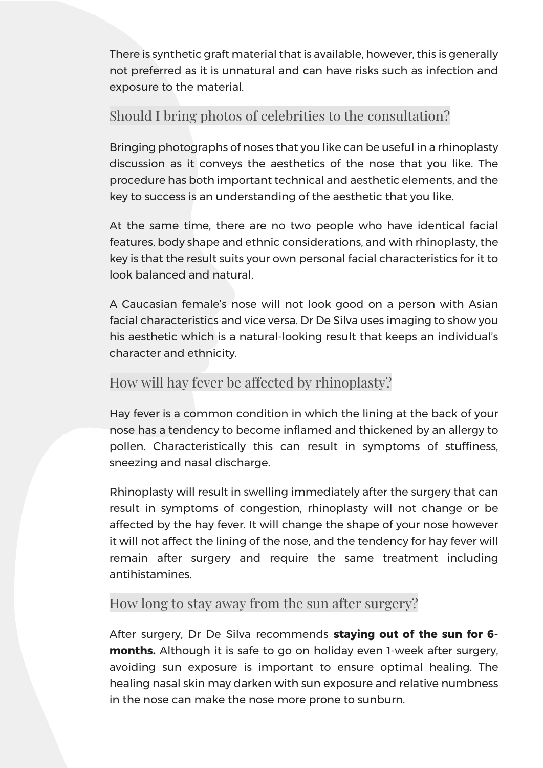There is synthetic graft material that is available, however, this is generally not preferred as it is unnatural and can have risks such as infection and exposure to the material.

## Should I bring photos of celebrities to the consultation?

Bringing photographs of noses that you like can be useful in a rhinoplasty discussion as it conveys the aesthetics of the nose that you like. The procedure has both important technical and aesthetic elements, and the key to success is an understanding of the aesthetic that you like.

At the same time, there are no two people who have identical facial features, body shape and ethnic considerations, and with rhinoplasty, the key is that the result suits your own personal facial characteristics for it to look balanced and natural.

A Caucasian female's nose will not look good on a person with Asian facial characteristics and vice versa. Dr De Silva uses imaging to show you his aesthetic which is a natural-looking result that keeps an individual's character and ethnicity.

## How will hay fever be affected by rhinoplasty?

Hay fever is a common condition in which the lining at the back of your nose has a tendency to become inflamed and thickened by an allergy to pollen. Characteristically this can result in symptoms of stuffiness, sneezing and nasal discharge.

Rhinoplasty will result in swelling immediately after the surgery that can result in symptoms of congestion, rhinoplasty will not change or be affected by the hay fever. It will change the shape of your nose however it will not affect the lining of the nose, and the tendency for hay fever will remain after surgery and require the same treatment including antihistamines.

## How long to stay away from the sun after surgery?

After surgery, Dr De Silva recommends **staying out of the sun for 6-months.** Although it is safe to go on holiday even 1-week after surgery, avoiding sun exposure is important to ensure optimal healing. The healing nasal skin may darken with sun exposure and relative numbness in the nose can make the nose more prone to sunburn.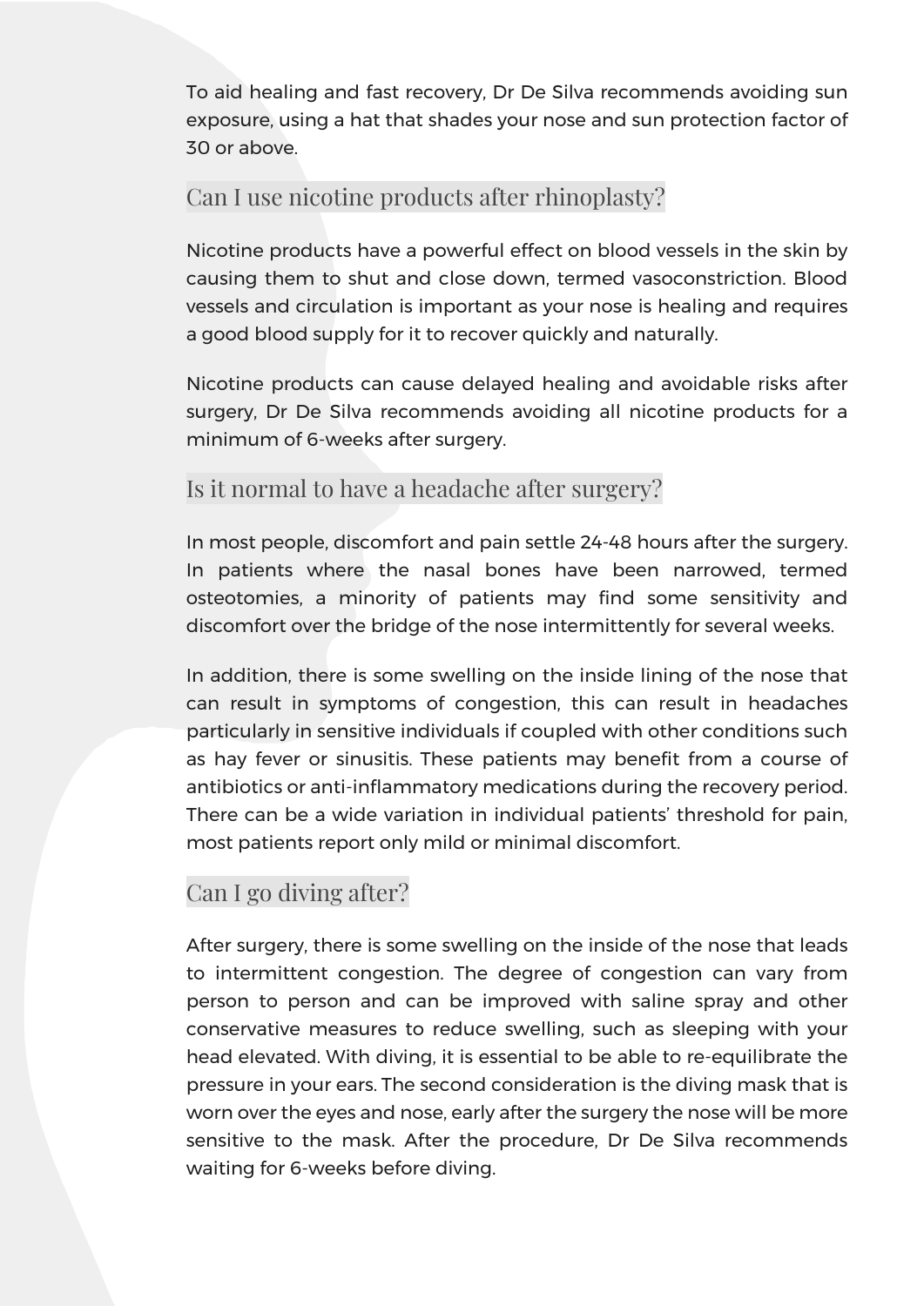To aid healing and fast recovery, Dr De Silva recommends avoiding sun exposure, using a hat that shades your nose and sun protection factor of 30 or above.

## Can I use nicotine products after rhinoplasty?

Nicotine products have a powerful effect on blood vessels in the skin by causing them to shut and close down, termed vasoconstriction. Blood vessels and circulation is important as your nose is healing and requires a good blood supply for it to recover quickly and naturally.

Nicotine products can cause delayed healing and avoidable risks after surgery, Dr De Silva recommends avoiding all nicotine products for a minimum of 6-weeks after surgery.

## Is it normal to have a headache after surgery?

In most people, discomfort and pain settle 24-48 hours after the surgery. In patients where the nasal bones have been narrowed, termed osteotomies, a minority of patients may find some sensitivity and discomfort over the bridge of the nose intermittently for several weeks.

In addition, there is some swelling on the inside lining of the nose that can result in symptoms of congestion, this can result in headaches particularly in sensitive individuals if coupled with other conditions such as hay fever or sinusitis. These patients may benefit from a course of antibiotics or anti-inflammatory medications during the recovery period. There can be a wide variation in individual patients' threshold for pain, most patients report only mild or minimal discomfort.

## Can I go diving after?

After surgery, there is some swelling on the inside of the nose that leads to intermittent congestion. The degree of congestion can vary from person to person and can be improved with saline spray and other conservative measures to reduce swelling, such as sleeping with your head elevated. With diving, it is essential to be able to re-equilibrate the pressure in your ears. The second consideration is the diving mask that is worn over the eyes and nose, early after the surgery the nose will be more sensitive to the mask. After the procedure, Dr De Silva recommends waiting for 6-weeks before diving.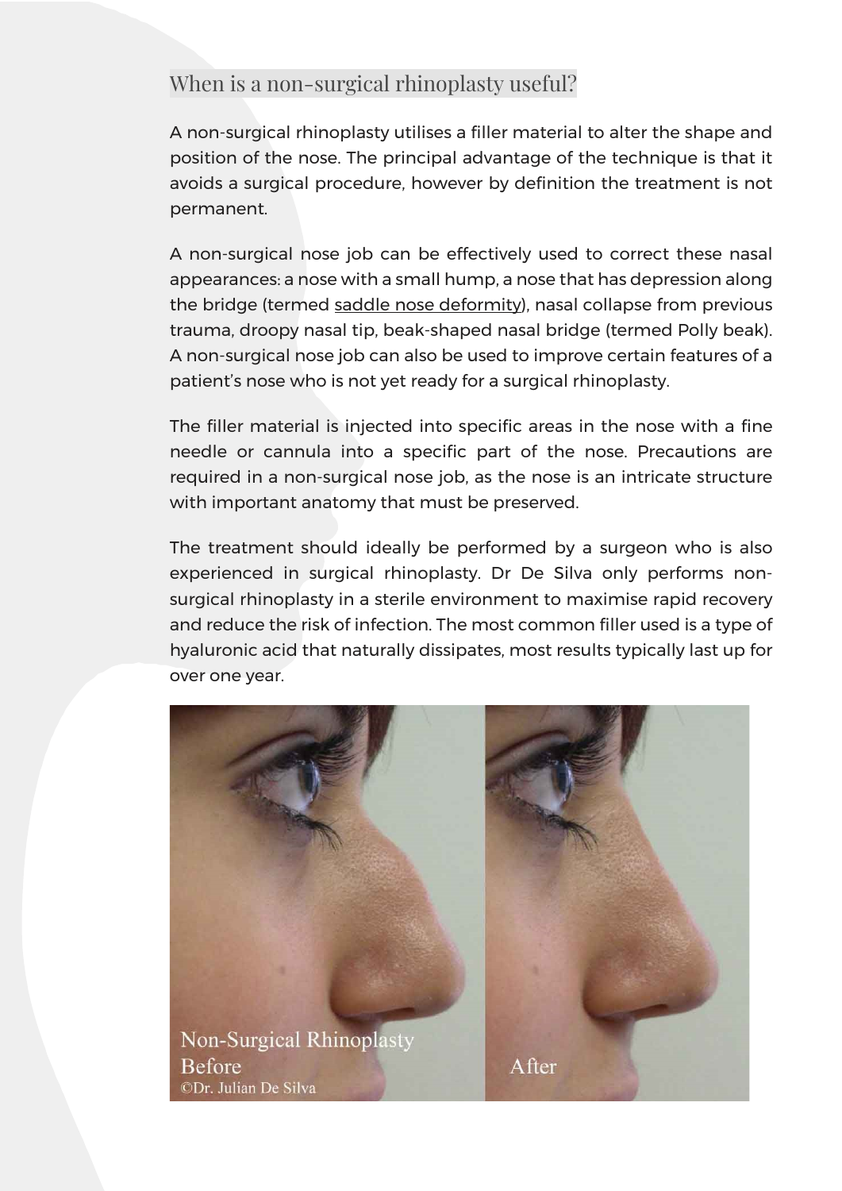## When is a non-surgical rhinoplasty useful?

A non-surgical rhinoplasty utilises a filler material to alter the shape and position of the nose. The principal advantage of the technique is that it avoids a surgical procedure, however by definition the treatment is not permanent.

A non-surgical nose job can be effectively used to correct these nasal appearances: a nose with a small hump, a nose that has depression along the bridge (termed saddle nose deformity), nasal collapse from previous trauma, droopy nasal tip, beak-shaped nasal bridge (termed Polly beak). A non-surgical nose job can also be used to improve certain features of a patient's nose who is not yet ready for a surgical rhinoplasty.

The filler material is injected into specific areas in the nose with a fine needle or cannula into a specific part of the nose. Precautions are required in a non-surgical nose job, as the nose is an intricate structure with important anatomy that must be preserved.

The treatment should ideally be performed by a surgeon who is also experienced in surgical rhinoplasty. Dr De Silva only performs non-surgical rhinoplasty in a sterile environment to maximise rapid recovery and reduce the risk of infection. The most common filler used is a type of hyaluronic acid that naturally dissipates, most results typically last up for over one year.

Non-Surgical Rhinoplasty Before ©Dr. Julian De Silva — After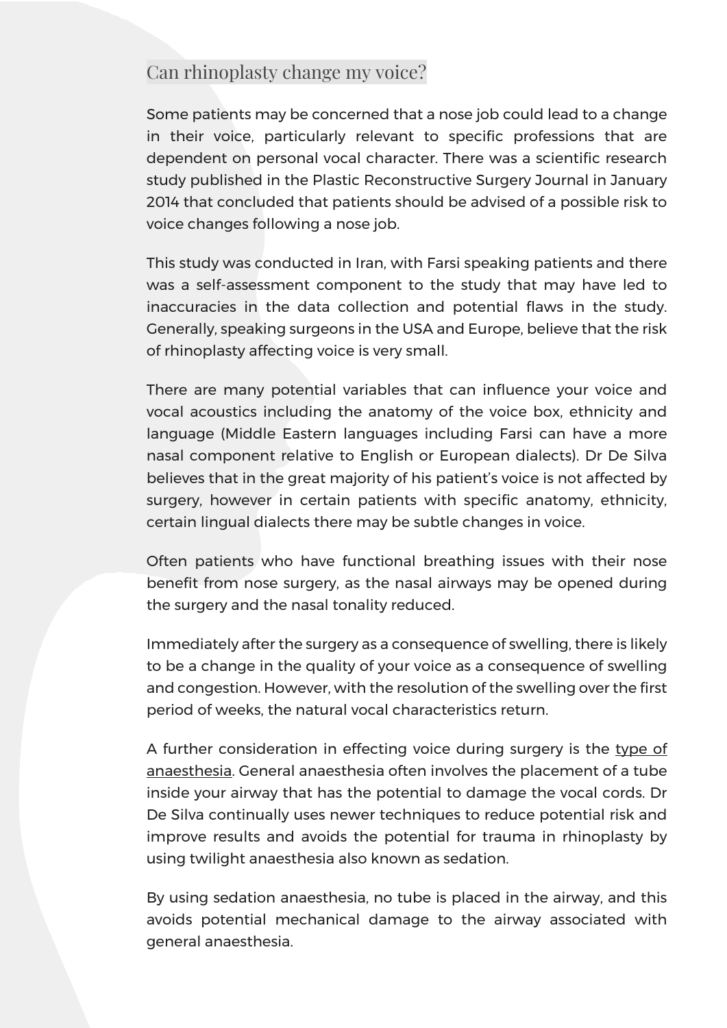## Can rhinoplasty change my voice?

Some patients may be concerned that a nose job could lead to a change in their voice, particularly relevant to specific professions that are dependent on personal vocal character. There was a scientific research study published in the Plastic Reconstructive Surgery Journal in January 2014 that concluded that patients should be advised of a possible risk to voice changes following a nose job.

This study was conducted in Iran, with Farsi speaking patients and there was a self-assessment component to the study that may have led to inaccuracies in the data collection and potential flaws in the study. Generally, speaking surgeons in the USA and Europe, believe that the risk of rhinoplasty affecting voice is very small.

There are many potential variables that can influence your voice and vocal acoustics including the anatomy of the voice box, ethnicity and language (Middle Eastern languages including Farsi can have a more nasal component relative to English or European dialects). Dr De Silva believes that in the great majority of his patient's voice is not affected by surgery, however in certain patients with specific anatomy, ethnicity, certain lingual dialects there may be subtle changes in voice.

Often patients who have functional breathing issues with their nose benefit from nose surgery, as the nasal airways may be opened during the surgery and the nasal tonality reduced.

Immediately after the surgery as a consequence of swelling, there is likely to be a change in the quality of your voice as a consequence of swelling and congestion. However, with the resolution of the swelling over the first period of weeks, the natural vocal characteristics return.

A further consideration in effecting voice during surgery is the type of anaesthesia. General anaesthesia often involves the placement of a tube inside your airway that has the potential to damage the vocal cords. Dr De Silva continually uses newer techniques to reduce potential risk and improve results and avoids the potential for trauma in rhinoplasty by using twilight anaesthesia also known as sedation.

By using sedation anaesthesia, no tube is placed in the airway, and this avoids potential mechanical damage to the airway associated with general anaesthesia.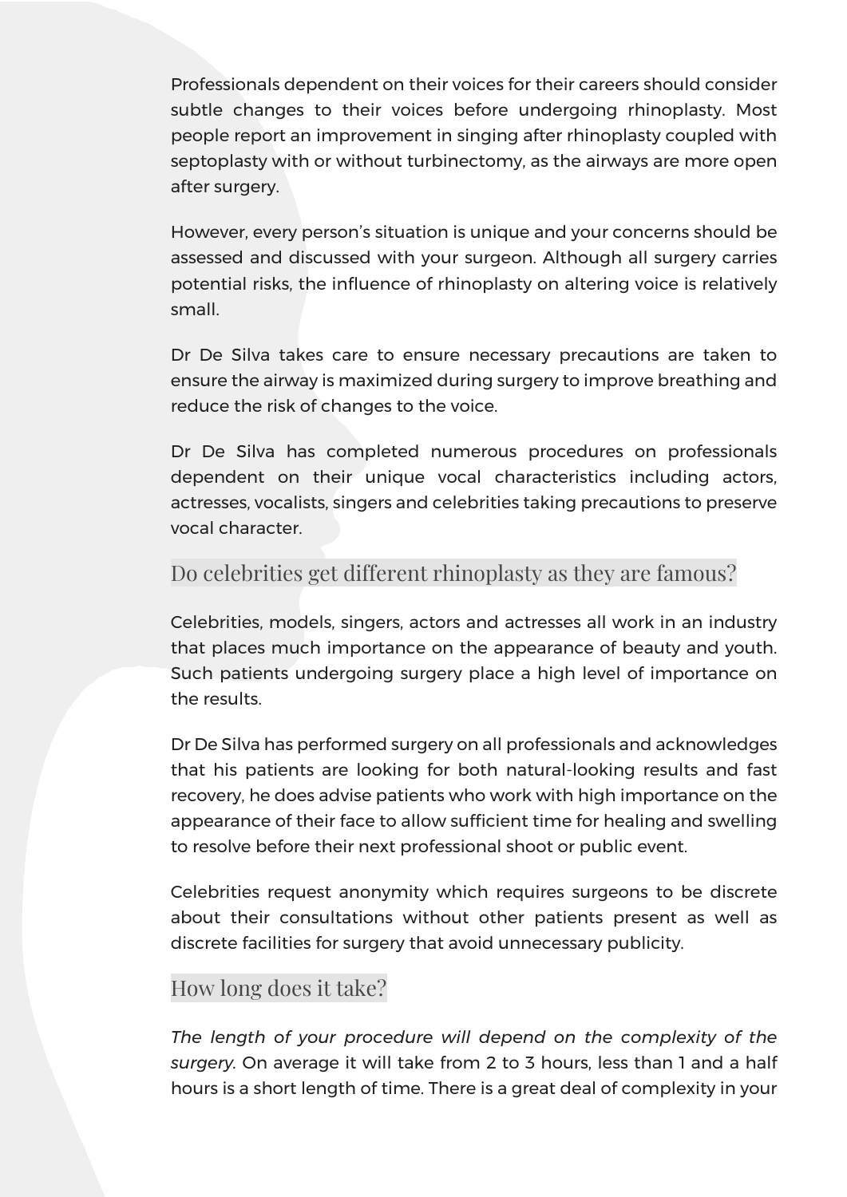Professionals dependent on their voices for their careers should consider subtle changes to their voices before undergoing rhinoplasty. Most people report an improvement in singing after rhinoplasty coupled with septoplasty with or without turbinectomy, as the airways are more open after surgery.

However, every person's situation is unique and your concerns should be assessed and discussed with your surgeon. Although all surgery carries potential risks, the influence of rhinoplasty on altering voice is relatively small.

Dr De Silva takes care to ensure necessary precautions are taken to ensure the airway is maximized during surgery to improve breathing and reduce the risk of changes to the voice.

Dr De Silva has completed numerous procedures on professionals dependent on their unique vocal characteristics including actors, actresses, vocalists, singers and celebrities taking precautions to preserve vocal character.

## Do celebrities get different rhinoplasty as they are famous?

Celebrities, models, singers, actors and actresses all work in an industry that places much importance on the appearance of beauty and youth. Such patients undergoing surgery place a high level of importance on the results.

Dr De Silva has performed surgery on all professionals and acknowledges that his patients are looking for both natural-looking results and fast recovery, he does advise patients who work with high importance on the appearance of their face to allow sufficient time for healing and swelling to resolve before their next professional shoot or public event.

Celebrities request anonymity which requires surgeons to be discrete about their consultations without other patients present as well as discrete facilities for surgery that avoid unnecessary publicity.

## How long does it take?

*The length of your procedure will depend on the complexity of the surgery.* On average it will take from 2 to 3 hours, less than 1 and a half hours is a short length of time. There is a great deal of complexity in your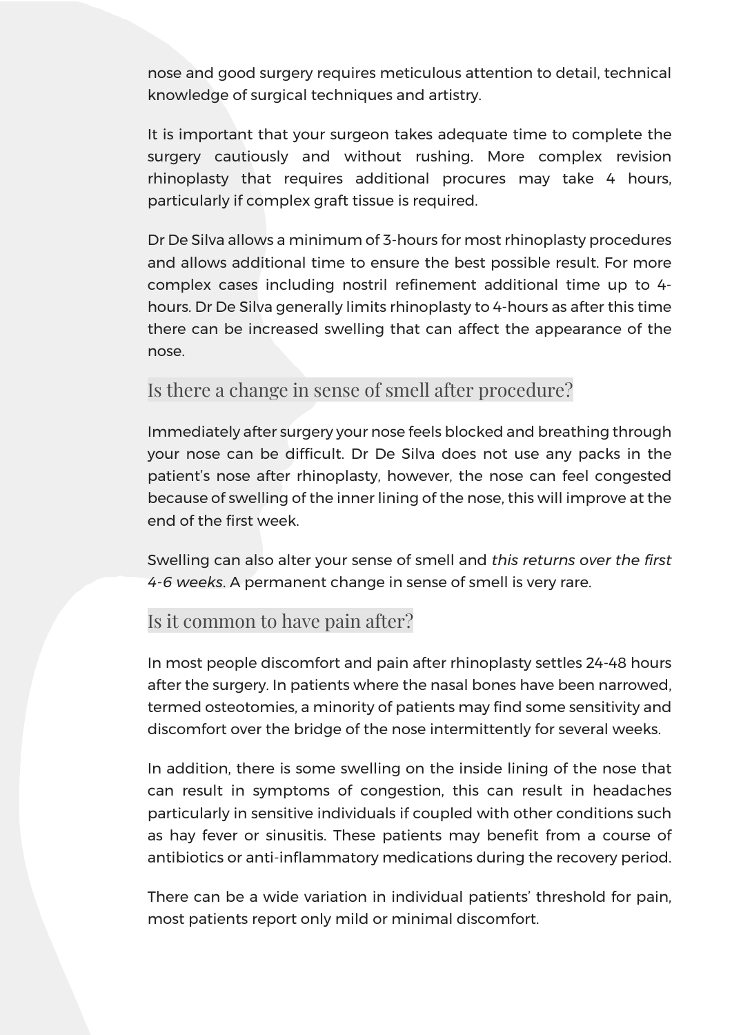nose and good surgery requires meticulous attention to detail, technical knowledge of surgical techniques and artistry.

It is important that your surgeon takes adequate time to complete the surgery cautiously and without rushing. More complex revision rhinoplasty that requires additional procures may take 4 hours, particularly if complex graft tissue is required.

Dr De Silva allows a minimum of 3-hours for most rhinoplasty procedures and allows additional time to ensure the best possible result. For more complex cases including nostril refinement additional time up to 4-hours. Dr De Silva generally limits rhinoplasty to 4-hours as after this time there can be increased swelling that can affect the appearance of the nose.

## Is there a change in sense of smell after procedure?

Immediately after surgery your nose feels blocked and breathing through your nose can be difficult. Dr De Silva does not use any packs in the patient's nose after rhinoplasty, however, the nose can feel congested because of swelling of the inner lining of the nose, this will improve at the end of the first week.

Swelling can also alter your sense of smell and *this returns over the first 4-6 weeks*. A permanent change in sense of smell is very rare.

## Is it common to have pain after?

In most people discomfort and pain after rhinoplasty settles 24-48 hours after the surgery. In patients where the nasal bones have been narrowed, termed osteotomies, a minority of patients may find some sensitivity and discomfort over the bridge of the nose intermittently for several weeks.

In addition, there is some swelling on the inside lining of the nose that can result in symptoms of congestion, this can result in headaches particularly in sensitive individuals if coupled with other conditions such as hay fever or sinusitis. These patients may benefit from a course of antibiotics or anti-inflammatory medications during the recovery period.

There can be a wide variation in individual patients' threshold for pain, most patients report only mild or minimal discomfort.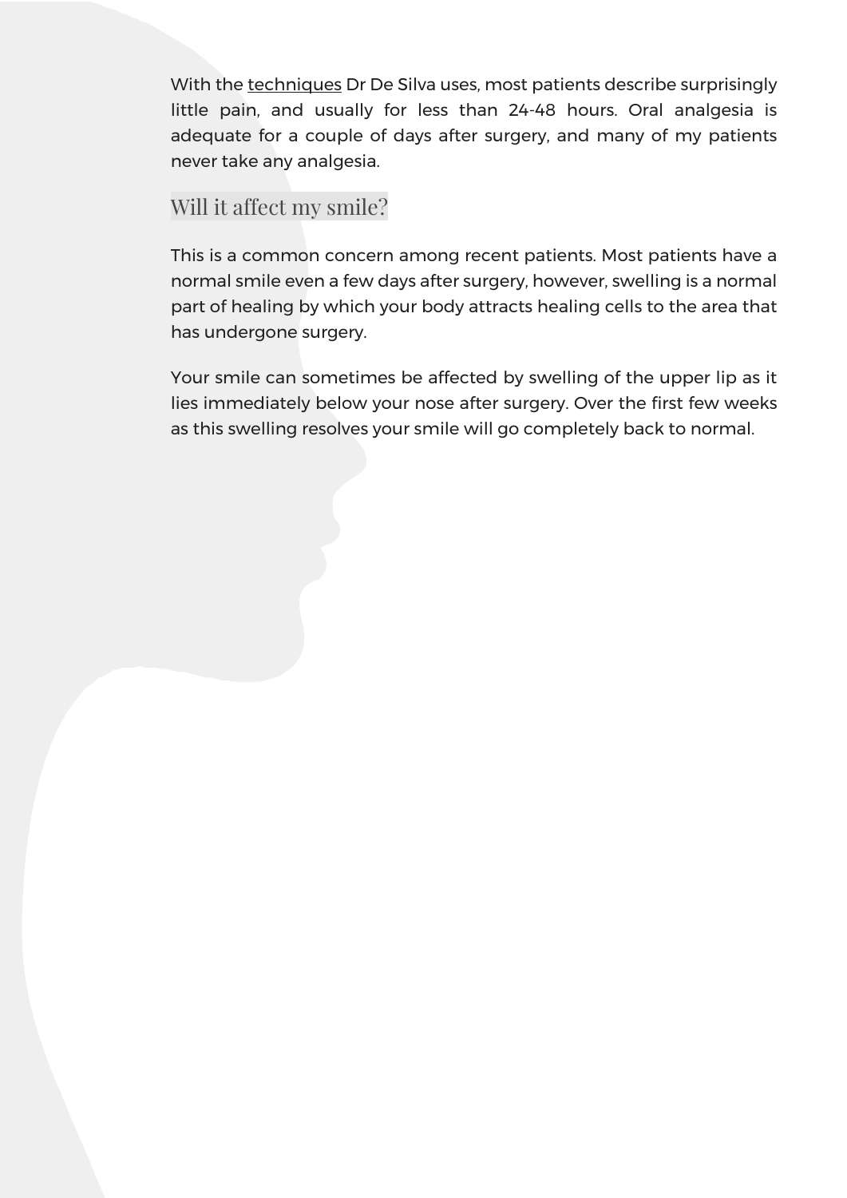With the techniques Dr De Silva uses, most patients describe surprisingly little pain, and usually for less than 24-48 hours. Oral analgesia is adequate for a couple of days after surgery, and many of my patients never take any analgesia.

## Will it affect my smile?

This is a common concern among recent patients. Most patients have a normal smile even a few days after surgery, however, swelling is a normal part of healing by which your body attracts healing cells to the area that has undergone surgery.

Your smile can sometimes be affected by swelling of the upper lip as it lies immediately below your nose after surgery. Over the first few weeks as this swelling resolves your smile will go completely back to normal.